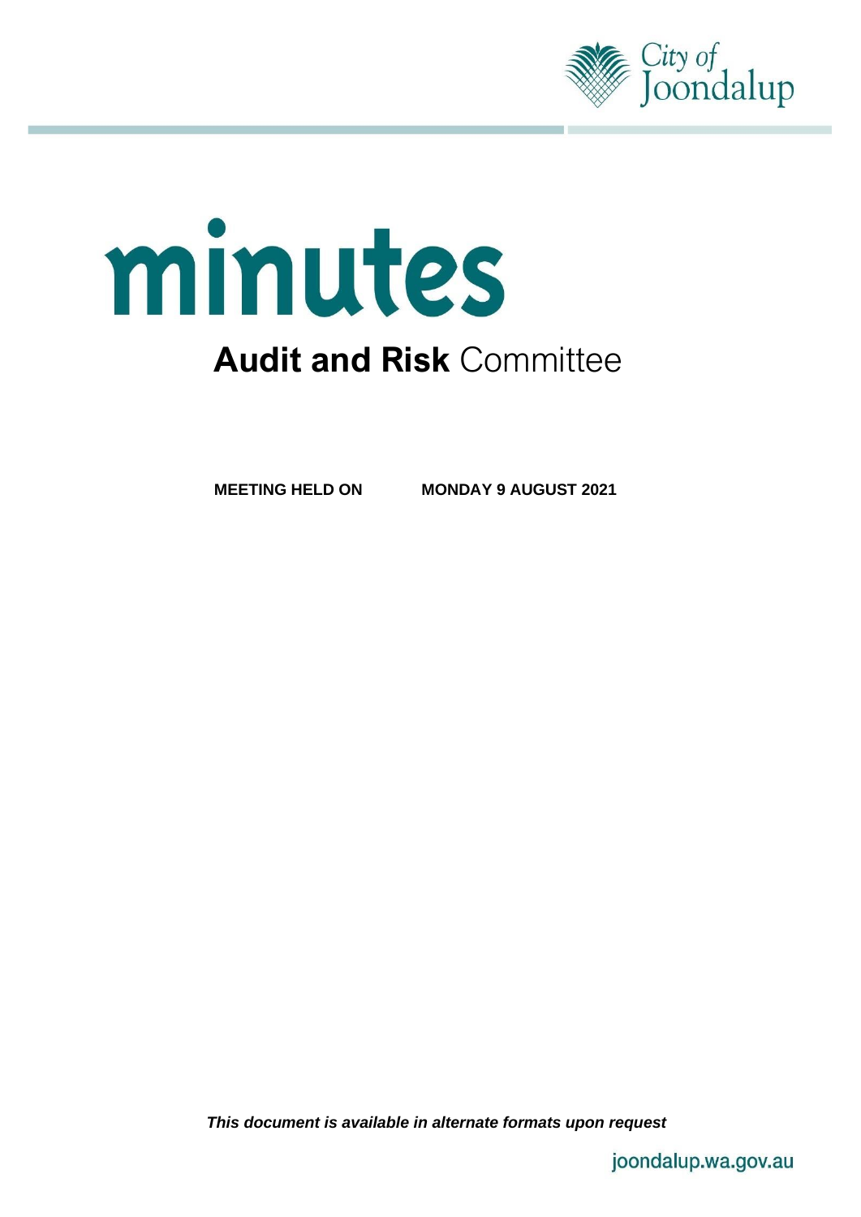City of Joondalup

# minutes

## **Audit and Risk** Committee

**MEETING HELD ON** **MONDAY 9 AUGUST 2021**

***This document is available in alternate formats upon request***

joondalup.wa.gov.au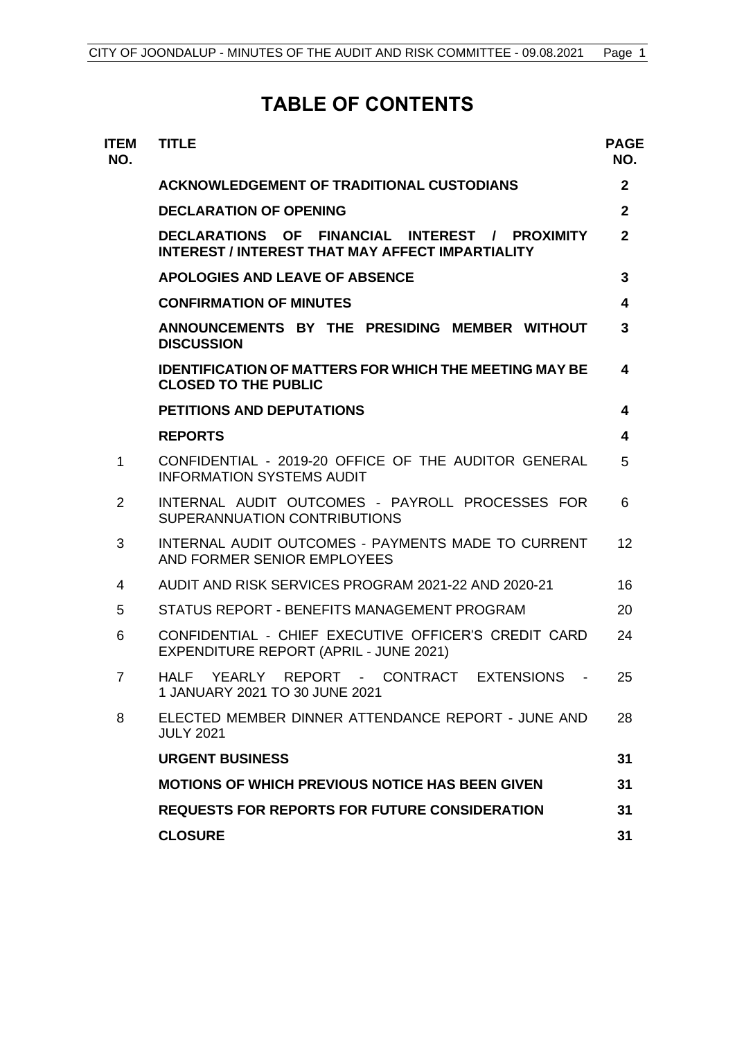# TABLE OF CONTENTS

| ITEM NO. | TITLE | PAGE NO. |
|---|---|---|
| | **ACKNOWLEDGEMENT OF TRADITIONAL CUSTODIANS** | **2** |
| | **DECLARATION OF OPENING** | **2** |
| | **DECLARATIONS OF FINANCIAL INTEREST / PROXIMITY INTEREST / INTEREST THAT MAY AFFECT IMPARTIALITY** | **2** |
| | **APOLOGIES AND LEAVE OF ABSENCE** | **3** |
| | **CONFIRMATION OF MINUTES** | **4** |
| | **ANNOUNCEMENTS BY THE PRESIDING MEMBER WITHOUT DISCUSSION** | **3** |
| | **IDENTIFICATION OF MATTERS FOR WHICH THE MEETING MAY BE CLOSED TO THE PUBLIC** | **4** |
| | **PETITIONS AND DEPUTATIONS** | **4** |
| | **REPORTS** | **4** |
| 1 | CONFIDENTIAL - 2019-20 OFFICE OF THE AUDITOR GENERAL INFORMATION SYSTEMS AUDIT | 5 |
| 2 | INTERNAL AUDIT OUTCOMES - PAYROLL PROCESSES FOR SUPERANNUATION CONTRIBUTIONS | 6 |
| 3 | INTERNAL AUDIT OUTCOMES - PAYMENTS MADE TO CURRENT AND FORMER SENIOR EMPLOYEES | 12 |
| 4 | AUDIT AND RISK SERVICES PROGRAM 2021-22 AND 2020-21 | 16 |
| 5 | STATUS REPORT - BENEFITS MANAGEMENT PROGRAM | 20 |
| 6 | CONFIDENTIAL - CHIEF EXECUTIVE OFFICER'S CREDIT CARD EXPENDITURE REPORT (APRIL - JUNE 2021) | 24 |
| 7 | HALF YEARLY REPORT - CONTRACT EXTENSIONS - 1 JANUARY 2021 TO 30 JUNE 2021 | 25 |
| 8 | ELECTED MEMBER DINNER ATTENDANCE REPORT - JUNE AND JULY 2021 | 28 |
| | **URGENT BUSINESS** | **31** |
| | **MOTIONS OF WHICH PREVIOUS NOTICE HAS BEEN GIVEN** | **31** |
| | **REQUESTS FOR REPORTS FOR FUTURE CONSIDERATION** | **31** |
| | **CLOSURE** | **31** |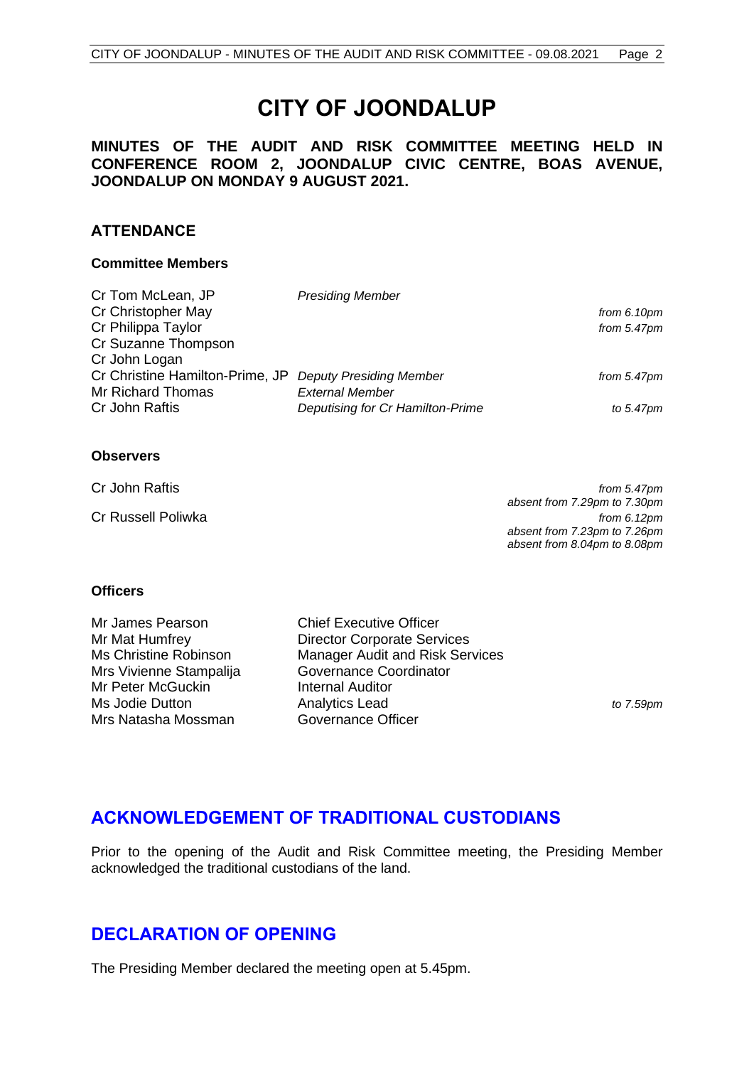# CITY OF JOONDALUP

**MINUTES OF THE AUDIT AND RISK COMMITTEE MEETING HELD IN CONFERENCE ROOM 2, JOONDALUP CIVIC CENTRE, BOAS AVENUE, JOONDALUP ON MONDAY 9 AUGUST 2021.**

## ATTENDANCE

### Committee Members

| | | |
|---|---|---|
| Cr Tom McLean, JP | *Presiding Member* | |
| Cr Christopher May | | *from 6.10pm* |
| Cr Philippa Taylor | | *from 5.47pm* |
| Cr Suzanne Thompson | | |
| Cr John Logan | | |
| Cr Christine Hamilton-Prime, JP | *Deputy Presiding Member* | *from 5.47pm* |
| Mr Richard Thomas | *External Member* | |
| Cr John Raftis | *Deputising for Cr Hamilton-Prime* | *to 5.47pm* |

### Observers

| | |
|---|---|
| Cr John Raftis | *from 5.47pm*<br>*absent from 7.29pm to 7.30pm* |
| Cr Russell Poliwka | *from 6.12pm*<br>*absent from 7.23pm to 7.26pm*<br>*absent from 8.04pm to 8.08pm* |

### Officers

| | | |
|---|---|---|
| Mr James Pearson | Chief Executive Officer | |
| Mr Mat Humfrey | Director Corporate Services | |
| Ms Christine Robinson | Manager Audit and Risk Services | |
| Mrs Vivienne Stampalija | Governance Coordinator | |
| Mr Peter McGuckin | Internal Auditor | |
| Ms Jodie Dutton | Analytics Lead | *to 7.59pm* |
| Mrs Natasha Mossman | Governance Officer | |

## ACKNOWLEDGEMENT OF TRADITIONAL CUSTODIANS

Prior to the opening of the Audit and Risk Committee meeting, the Presiding Member acknowledged the traditional custodians of the land.

## DECLARATION OF OPENING

The Presiding Member declared the meeting open at 5.45pm.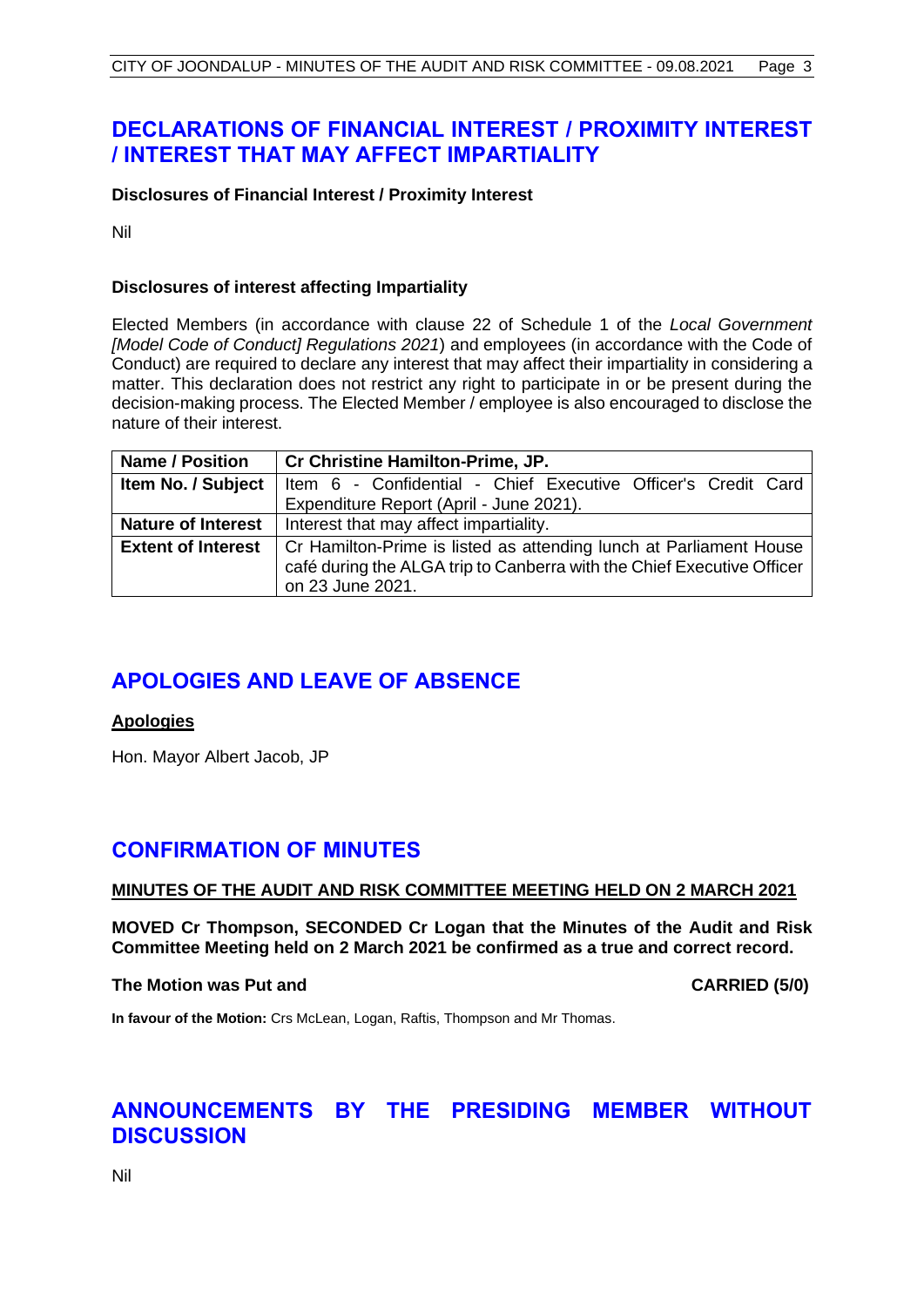# DECLARATIONS OF FINANCIAL INTEREST / PROXIMITY INTEREST / INTEREST THAT MAY AFFECT IMPARTIALITY

**Disclosures of Financial Interest / Proximity Interest**

Nil

**Disclosures of interest affecting Impartiality**

Elected Members (in accordance with clause 22 of Schedule 1 of the *Local Government [Model Code of Conduct] Regulations 2021*) and employees (in accordance with the Code of Conduct) are required to declare any interest that may affect their impartiality in considering a matter. This declaration does not restrict any right to participate in or be present during the decision-making process. The Elected Member / employee is also encouraged to disclose the nature of their interest.

| **Name / Position** | **Cr Christine Hamilton-Prime, JP.** |
|---|---|
| **Item No. / Subject** | Item 6 - Confidential - Chief Executive Officer's Credit Card Expenditure Report (April - June 2021). |
| **Nature of Interest** | Interest that may affect impartiality. |
| **Extent of Interest** | Cr Hamilton-Prime is listed as attending lunch at Parliament House café during the ALGA trip to Canberra with the Chief Executive Officer on 23 June 2021. |

# APOLOGIES AND LEAVE OF ABSENCE

**Apologies**

Hon. Mayor Albert Jacob, JP

# CONFIRMATION OF MINUTES

**MINUTES OF THE AUDIT AND RISK COMMITTEE MEETING HELD ON 2 MARCH 2021**

**MOVED Cr Thompson, SECONDED Cr Logan that the Minutes of the Audit and Risk Committee Meeting held on 2 March 2021 be confirmed as a true and correct record.**

**The Motion was Put and CARRIED (5/0)**

**In favour of the Motion:** Crs McLean, Logan, Raftis, Thompson and Mr Thomas.

# ANNOUNCEMENTS BY THE PRESIDING MEMBER WITHOUT DISCUSSION

Nil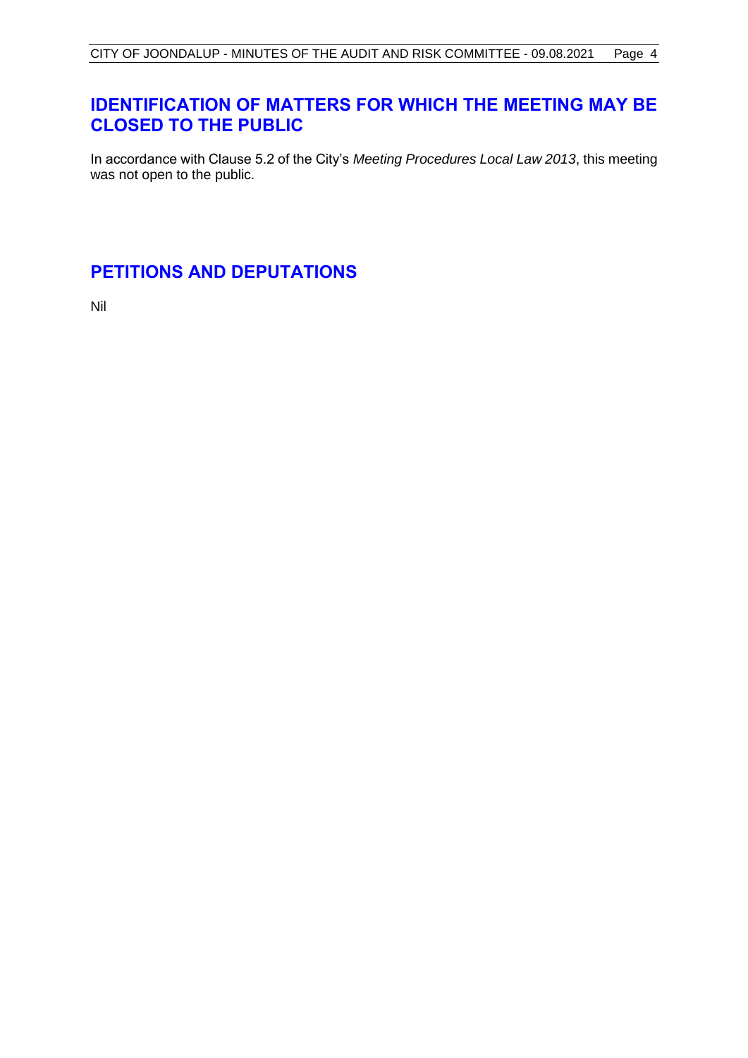## IDENTIFICATION OF MATTERS FOR WHICH THE MEETING MAY BE CLOSED TO THE PUBLIC

In accordance with Clause 5.2 of the City's *Meeting Procedures Local Law 2013*, this meeting was not open to the public.

## PETITIONS AND DEPUTATIONS

Nil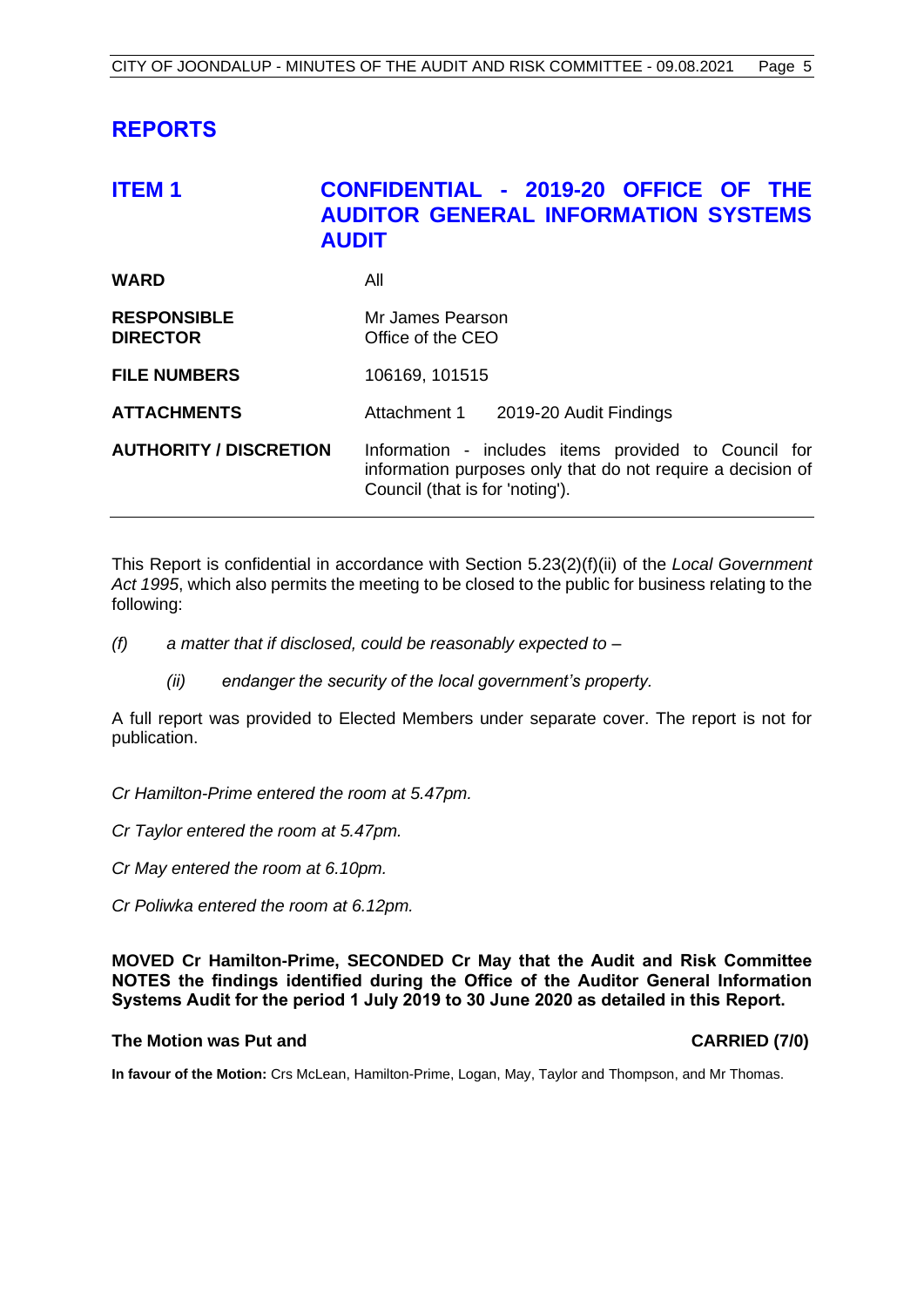# REPORTS

## ITEM 1 CONFIDENTIAL - 2019-20 OFFICE OF THE AUDITOR GENERAL INFORMATION SYSTEMS AUDIT

| | |
|---|---|
| **WARD** | All |
| **RESPONSIBLE DIRECTOR** | Mr James Pearson<br>Office of the CEO |
| **FILE NUMBERS** | 106169, 101515 |
| **ATTACHMENTS** | Attachment 1 2019-20 Audit Findings |
| **AUTHORITY / DISCRETION** | Information - includes items provided to Council for information purposes only that do not require a decision of Council (that is for 'noting'). |

This Report is confidential in accordance with Section 5.23(2)(f)(ii) of the *Local Government Act 1995*, which also permits the meeting to be closed to the public for business relating to the following:

*(f) a matter that if disclosed, could be reasonably expected to –*

*(ii) endanger the security of the local government's property.*

A full report was provided to Elected Members under separate cover. The report is not for publication.

*Cr Hamilton-Prime entered the room at 5.47pm.*

*Cr Taylor entered the room at 5.47pm.*

*Cr May entered the room at 6.10pm.*

*Cr Poliwka entered the room at 6.12pm.*

**MOVED Cr Hamilton-Prime, SECONDED Cr May that the Audit and Risk Committee NOTES the findings identified during the Office of the Auditor General Information Systems Audit for the period 1 July 2019 to 30 June 2020 as detailed in this Report.**

**The Motion was Put and CARRIED (7/0)**

**In favour of the Motion:** Crs McLean, Hamilton-Prime, Logan, May, Taylor and Thompson, and Mr Thomas.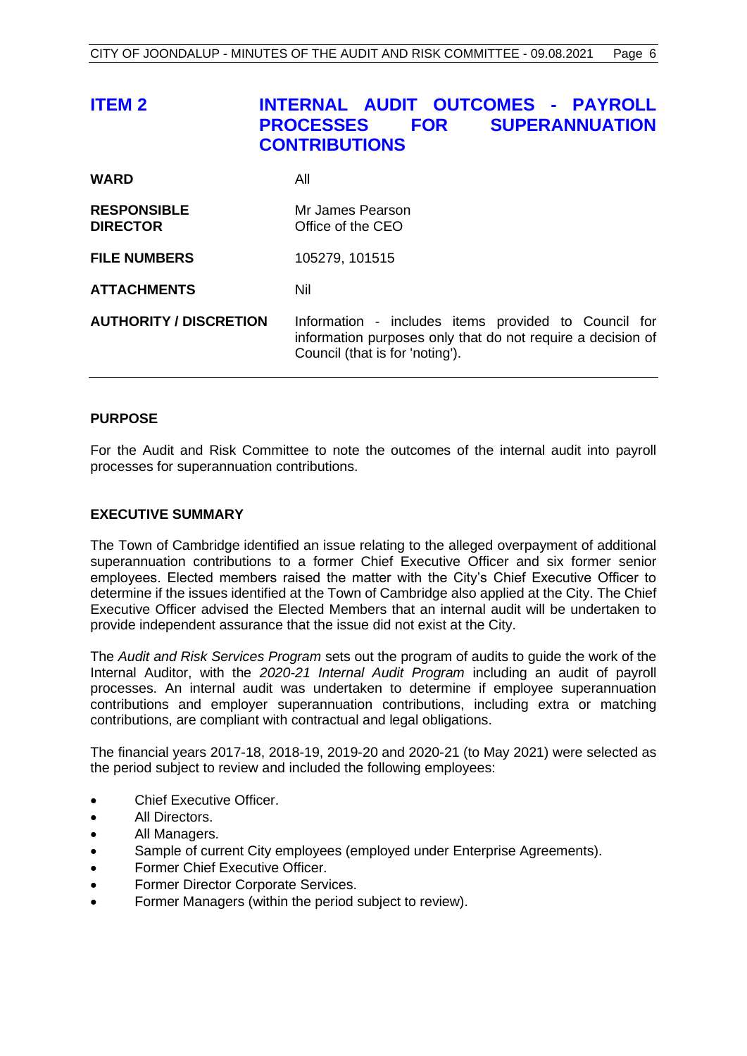## ITEM 2 INTERNAL AUDIT OUTCOMES - PAYROLL PROCESSES FOR SUPERANNUATION CONTRIBUTIONS

| | |
|---|---|
| **WARD** | All |
| **RESPONSIBLE DIRECTOR** | Mr James Pearson<br>Office of the CEO |
| **FILE NUMBERS** | 105279, 101515 |
| **ATTACHMENTS** | Nil |
| **AUTHORITY / DISCRETION** | Information - includes items provided to Council for information purposes only that do not require a decision of Council (that is for 'noting'). |

### PURPOSE

For the Audit and Risk Committee to note the outcomes of the internal audit into payroll processes for superannuation contributions.

### EXECUTIVE SUMMARY

The Town of Cambridge identified an issue relating to the alleged overpayment of additional superannuation contributions to a former Chief Executive Officer and six former senior employees. Elected members raised the matter with the City's Chief Executive Officer to determine if the issues identified at the Town of Cambridge also applied at the City. The Chief Executive Officer advised the Elected Members that an internal audit will be undertaken to provide independent assurance that the issue did not exist at the City.

The *Audit and Risk Services Program* sets out the program of audits to guide the work of the Internal Auditor, with the *2020-21 Internal Audit Program* including an audit of payroll processes. An internal audit was undertaken to determine if employee superannuation contributions and employer superannuation contributions, including extra or matching contributions, are compliant with contractual and legal obligations.

The financial years 2017-18, 2018-19, 2019-20 and 2020-21 (to May 2021) were selected as the period subject to review and included the following employees:

- Chief Executive Officer.
- All Directors.
- All Managers.
- Sample of current City employees (employed under Enterprise Agreements).
- Former Chief Executive Officer.
- Former Director Corporate Services.
- Former Managers (within the period subject to review).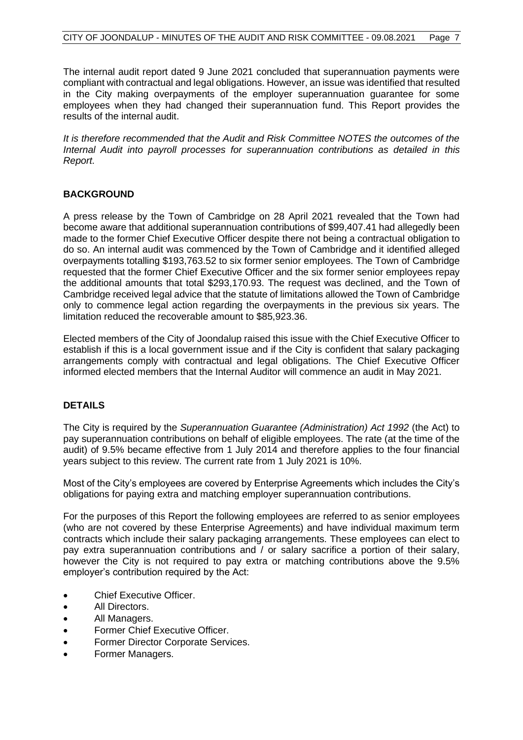The internal audit report dated 9 June 2021 concluded that superannuation payments were compliant with contractual and legal obligations. However, an issue was identified that resulted in the City making overpayments of the employer superannuation guarantee for some employees when they had changed their superannuation fund. This Report provides the results of the internal audit.

*It is therefore recommended that the Audit and Risk Committee NOTES the outcomes of the Internal Audit into payroll processes for superannuation contributions as detailed in this Report.*

## BACKGROUND

A press release by the Town of Cambridge on 28 April 2021 revealed that the Town had become aware that additional superannuation contributions of $99,407.41 had allegedly been made to the former Chief Executive Officer despite there not being a contractual obligation to do so. An internal audit was commenced by the Town of Cambridge and it identified alleged overpayments totalling $193,763.52 to six former senior employees. The Town of Cambridge requested that the former Chief Executive Officer and the six former senior employees repay the additional amounts that total $293,170.93. The request was declined, and the Town of Cambridge received legal advice that the statute of limitations allowed the Town of Cambridge only to commence legal action regarding the overpayments in the previous six years. The limitation reduced the recoverable amount to $85,923.36.

Elected members of the City of Joondalup raised this issue with the Chief Executive Officer to establish if this is a local government issue and if the City is confident that salary packaging arrangements comply with contractual and legal obligations. The Chief Executive Officer informed elected members that the Internal Auditor will commence an audit in May 2021.

## DETAILS

The City is required by the *Superannuation Guarantee (Administration) Act 1992* (the Act) to pay superannuation contributions on behalf of eligible employees. The rate (at the time of the audit) of 9.5% became effective from 1 July 2014 and therefore applies to the four financial years subject to this review. The current rate from 1 July 2021 is 10%.

Most of the City's employees are covered by Enterprise Agreements which includes the City's obligations for paying extra and matching employer superannuation contributions.

For the purposes of this Report the following employees are referred to as senior employees (who are not covered by these Enterprise Agreements) and have individual maximum term contracts which include their salary packaging arrangements. These employees can elect to pay extra superannuation contributions and / or salary sacrifice a portion of their salary, however the City is not required to pay extra or matching contributions above the 9.5% employer's contribution required by the Act:

- Chief Executive Officer.
- All Directors.
- All Managers.
- Former Chief Executive Officer.
- Former Director Corporate Services.
- Former Managers.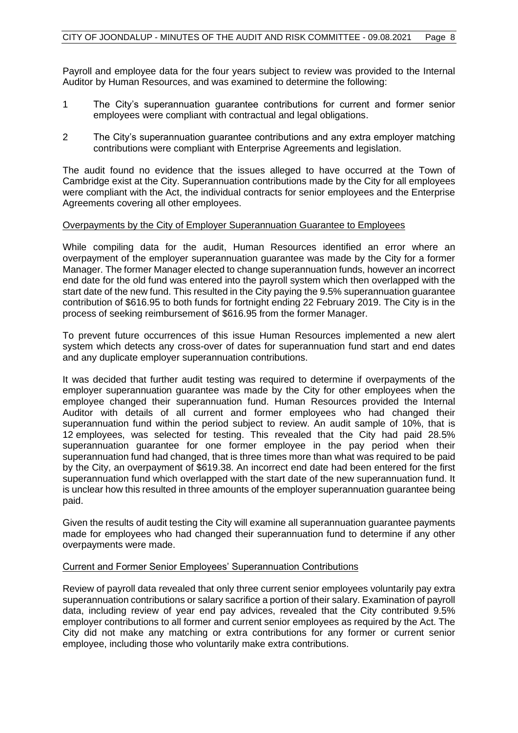Payroll and employee data for the four years subject to review was provided to the Internal Auditor by Human Resources, and was examined to determine the following:

1. The City's superannuation guarantee contributions for current and former senior employees were compliant with contractual and legal obligations.
2. The City's superannuation guarantee contributions and any extra employer matching contributions were compliant with Enterprise Agreements and legislation.

The audit found no evidence that the issues alleged to have occurred at the Town of Cambridge exist at the City. Superannuation contributions made by the City for all employees were compliant with the Act, the individual contracts for senior employees and the Enterprise Agreements covering all other employees.

Overpayments by the City of Employer Superannuation Guarantee to Employees

While compiling data for the audit, Human Resources identified an error where an overpayment of the employer superannuation guarantee was made by the City for a former Manager. The former Manager elected to change superannuation funds, however an incorrect end date for the old fund was entered into the payroll system which then overlapped with the start date of the new fund. This resulted in the City paying the 9.5% superannuation guarantee contribution of $616.95 to both funds for fortnight ending 22 February 2019. The City is in the process of seeking reimbursement of $616.95 from the former Manager.

To prevent future occurrences of this issue Human Resources implemented a new alert system which detects any cross-over of dates for superannuation fund start and end dates and any duplicate employer superannuation contributions.

It was decided that further audit testing was required to determine if overpayments of the employer superannuation guarantee was made by the City for other employees when the employee changed their superannuation fund. Human Resources provided the Internal Auditor with details of all current and former employees who had changed their superannuation fund within the period subject to review. An audit sample of 10%, that is 12 employees, was selected for testing. This revealed that the City had paid 28.5% superannuation guarantee for one former employee in the pay period when their superannuation fund had changed, that is three times more than what was required to be paid by the City, an overpayment of $619.38. An incorrect end date had been entered for the first superannuation fund which overlapped with the start date of the new superannuation fund. It is unclear how this resulted in three amounts of the employer superannuation guarantee being paid.

Given the results of audit testing the City will examine all superannuation guarantee payments made for employees who had changed their superannuation fund to determine if any other overpayments were made.

Current and Former Senior Employees' Superannuation Contributions

Review of payroll data revealed that only three current senior employees voluntarily pay extra superannuation contributions or salary sacrifice a portion of their salary. Examination of payroll data, including review of year end pay advices, revealed that the City contributed 9.5% employer contributions to all former and current senior employees as required by the Act. The City did not make any matching or extra contributions for any former or current senior employee, including those who voluntarily make extra contributions.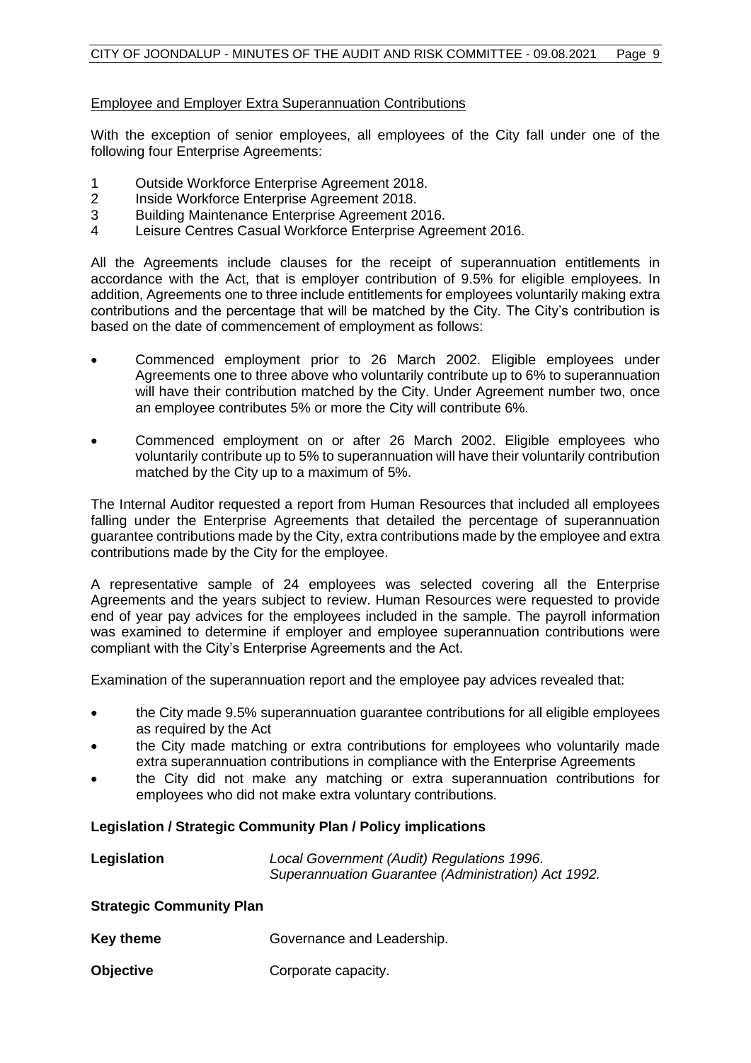Employee and Employer Extra Superannuation Contributions

With the exception of senior employees, all employees of the City fall under one of the following four Enterprise Agreements:

1 Outside Workforce Enterprise Agreement 2018.
2 Inside Workforce Enterprise Agreement 2018.
3 Building Maintenance Enterprise Agreement 2016.
4 Leisure Centres Casual Workforce Enterprise Agreement 2016.

All the Agreements include clauses for the receipt of superannuation entitlements in accordance with the Act, that is employer contribution of 9.5% for eligible employees. In addition, Agreements one to three include entitlements for employees voluntarily making extra contributions and the percentage that will be matched by the City. The City's contribution is based on the date of commencement of employment as follows:

- Commenced employment prior to 26 March 2002. Eligible employees under Agreements one to three above who voluntarily contribute up to 6% to superannuation will have their contribution matched by the City. Under Agreement number two, once an employee contributes 5% or more the City will contribute 6%.
- Commenced employment on or after 26 March 2002. Eligible employees who voluntarily contribute up to 5% to superannuation will have their voluntarily contribution matched by the City up to a maximum of 5%.

The Internal Auditor requested a report from Human Resources that included all employees falling under the Enterprise Agreements that detailed the percentage of superannuation guarantee contributions made by the City, extra contributions made by the employee and extra contributions made by the City for the employee.

A representative sample of 24 employees was selected covering all the Enterprise Agreements and the years subject to review. Human Resources were requested to provide end of year pay advices for the employees included in the sample. The payroll information was examined to determine if employer and employee superannuation contributions were compliant with the City's Enterprise Agreements and the Act.

Examination of the superannuation report and the employee pay advices revealed that:

- the City made 9.5% superannuation guarantee contributions for all eligible employees as required by the Act
- the City made matching or extra contributions for employees who voluntarily made extra superannuation contributions in compliance with the Enterprise Agreements
- the City did not make any matching or extra superannuation contributions for employees who did not make extra voluntary contributions.

**Legislation / Strategic Community Plan / Policy implications**

**Legislation** *Local Government (Audit) Regulations 1996.*
*Superannuation Guarantee (Administration) Act 1992.*

**Strategic Community Plan**

**Key theme** Governance and Leadership.

**Objective** Corporate capacity.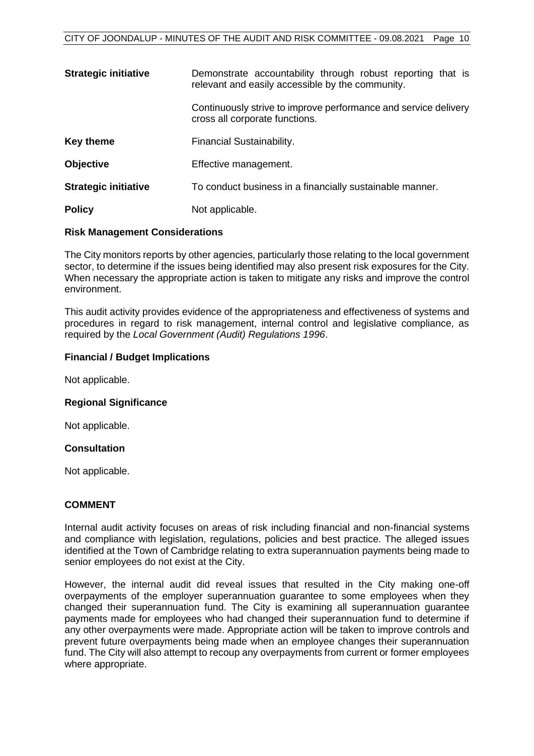| | |
|---|---|
| **Strategic initiative** | Demonstrate accountability through robust reporting that is relevant and easily accessible by the community. |
| | Continuously strive to improve performance and service delivery cross all corporate functions. |
| **Key theme** | Financial Sustainability. |
| **Objective** | Effective management. |
| **Strategic initiative** | To conduct business in a financially sustainable manner. |
| **Policy** | Not applicable. |

**Risk Management Considerations**

The City monitors reports by other agencies, particularly those relating to the local government sector, to determine if the issues being identified may also present risk exposures for the City. When necessary the appropriate action is taken to mitigate any risks and improve the control environment.

This audit activity provides evidence of the appropriateness and effectiveness of systems and procedures in regard to risk management, internal control and legislative compliance, as required by the *Local Government (Audit) Regulations 1996*.

**Financial / Budget Implications**

Not applicable.

**Regional Significance**

Not applicable.

**Consultation**

Not applicable.

## COMMENT

Internal audit activity focuses on areas of risk including financial and non-financial systems and compliance with legislation, regulations, policies and best practice. The alleged issues identified at the Town of Cambridge relating to extra superannuation payments being made to senior employees do not exist at the City.

However, the internal audit did reveal issues that resulted in the City making one-off overpayments of the employer superannuation guarantee to some employees when they changed their superannuation fund. The City is examining all superannuation guarantee payments made for employees who had changed their superannuation fund to determine if any other overpayments were made. Appropriate action will be taken to improve controls and prevent future overpayments being made when an employee changes their superannuation fund. The City will also attempt to recoup any overpayments from current or former employees where appropriate.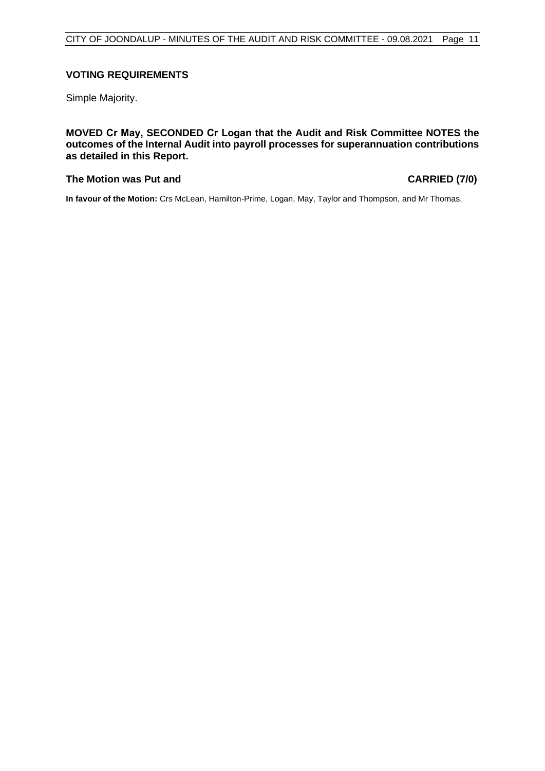### VOTING REQUIREMENTS

Simple Majority.

**MOVED Cr May, SECONDED Cr Logan that the Audit and Risk Committee NOTES the outcomes of the Internal Audit into payroll processes for superannuation contributions as detailed in this Report.**

**The Motion was Put and CARRIED (7/0)**

**In favour of the Motion:** Crs McLean, Hamilton-Prime, Logan, May, Taylor and Thompson, and Mr Thomas.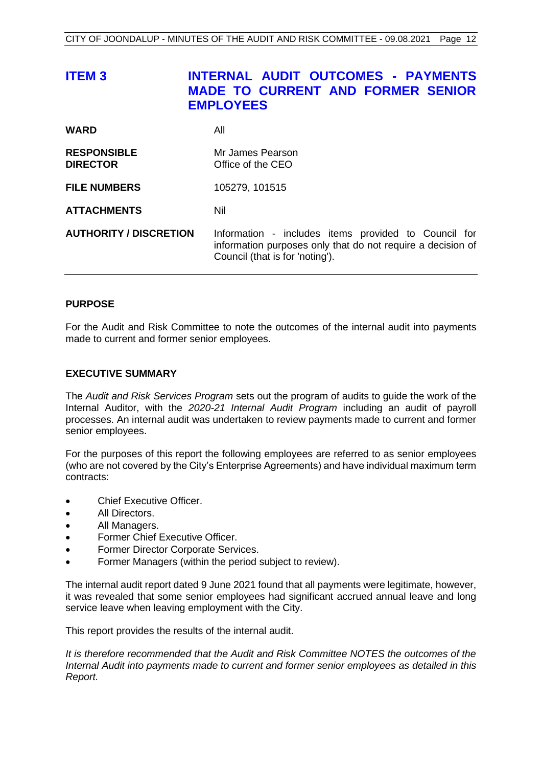## ITEM 3 INTERNAL AUDIT OUTCOMES - PAYMENTS MADE TO CURRENT AND FORMER SENIOR EMPLOYEES

| | |
|---|---|
| **WARD** | All |
| **RESPONSIBLE DIRECTOR** | Mr James Pearson<br>Office of the CEO |
| **FILE NUMBERS** | 105279, 101515 |
| **ATTACHMENTS** | Nil |
| **AUTHORITY / DISCRETION** | Information - includes items provided to Council for information purposes only that do not require a decision of Council (that is for 'noting'). |

### PURPOSE

For the Audit and Risk Committee to note the outcomes of the internal audit into payments made to current and former senior employees.

### EXECUTIVE SUMMARY

The *Audit and Risk Services Program* sets out the program of audits to guide the work of the Internal Auditor, with the *2020-21 Internal Audit Program* including an audit of payroll processes. An internal audit was undertaken to review payments made to current and former senior employees.

For the purposes of this report the following employees are referred to as senior employees (who are not covered by the City's Enterprise Agreements) and have individual maximum term contracts:

- Chief Executive Officer.
- All Directors.
- All Managers.
- Former Chief Executive Officer.
- Former Director Corporate Services.
- Former Managers (within the period subject to review).

The internal audit report dated 9 June 2021 found that all payments were legitimate, however, it was revealed that some senior employees had significant accrued annual leave and long service leave when leaving employment with the City.

This report provides the results of the internal audit.

*It is therefore recommended that the Audit and Risk Committee NOTES the outcomes of the Internal Audit into payments made to current and former senior employees as detailed in this Report.*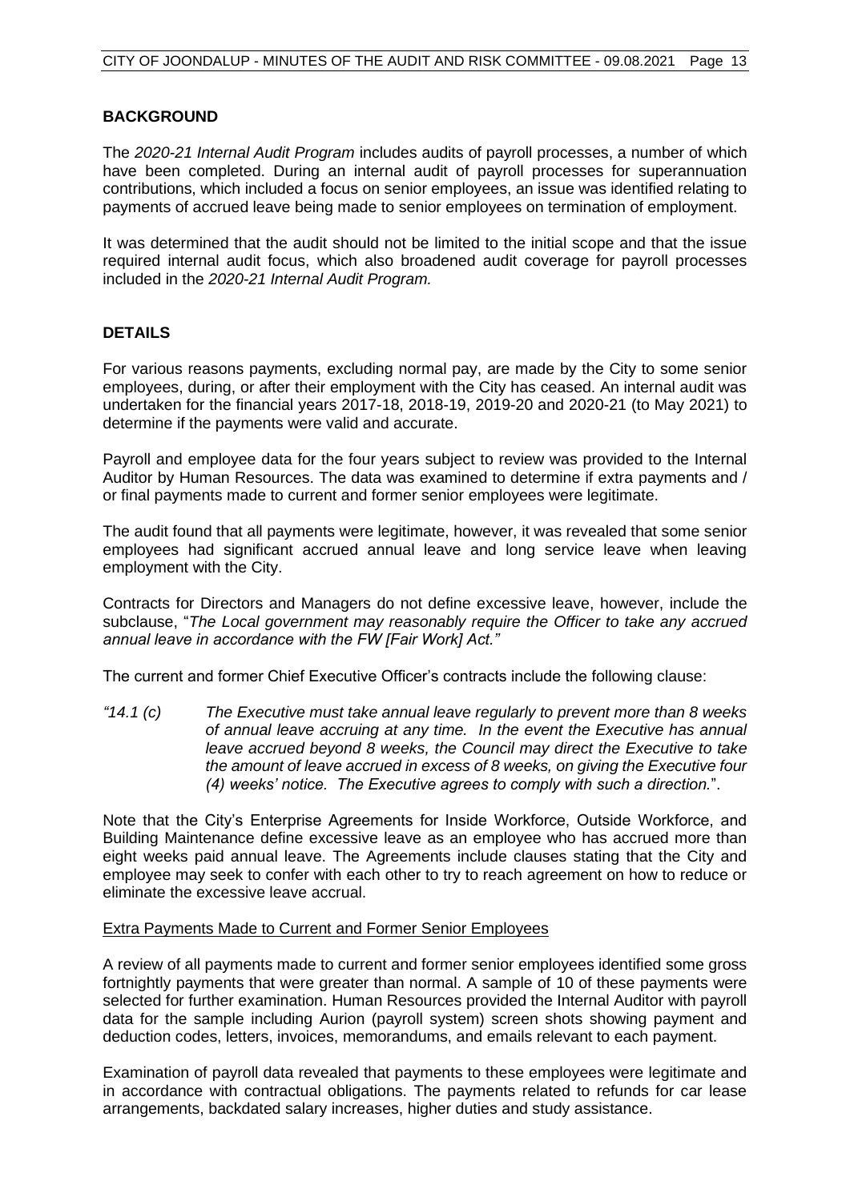## BACKGROUND

The *2020-21 Internal Audit Program* includes audits of payroll processes, a number of which have been completed. During an internal audit of payroll processes for superannuation contributions, which included a focus on senior employees, an issue was identified relating to payments of accrued leave being made to senior employees on termination of employment.

It was determined that the audit should not be limited to the initial scope and that the issue required internal audit focus, which also broadened audit coverage for payroll processes included in the *2020-21 Internal Audit Program.*

## DETAILS

For various reasons payments, excluding normal pay, are made by the City to some senior employees, during, or after their employment with the City has ceased. An internal audit was undertaken for the financial years 2017-18, 2018-19, 2019-20 and 2020-21 (to May 2021) to determine if the payments were valid and accurate.

Payroll and employee data for the four years subject to review was provided to the Internal Auditor by Human Resources. The data was examined to determine if extra payments and / or final payments made to current and former senior employees were legitimate.

The audit found that all payments were legitimate, however, it was revealed that some senior employees had significant accrued annual leave and long service leave when leaving employment with the City.

Contracts for Directors and Managers do not define excessive leave, however, include the subclause, "*The Local government may reasonably require the Officer to take any accrued annual leave in accordance with the FW [Fair Work] Act."*

The current and former Chief Executive Officer's contracts include the following clause:

*"14.1 (c) The Executive must take annual leave regularly to prevent more than 8 weeks of annual leave accruing at any time. In the event the Executive has annual leave accrued beyond 8 weeks, the Council may direct the Executive to take the amount of leave accrued in excess of 8 weeks, on giving the Executive four (4) weeks' notice. The Executive agrees to comply with such a direction.*".

Note that the City's Enterprise Agreements for Inside Workforce, Outside Workforce, and Building Maintenance define excessive leave as an employee who has accrued more than eight weeks paid annual leave. The Agreements include clauses stating that the City and employee may seek to confer with each other to try to reach agreement on how to reduce or eliminate the excessive leave accrual.

### Extra Payments Made to Current and Former Senior Employees

A review of all payments made to current and former senior employees identified some gross fortnightly payments that were greater than normal. A sample of 10 of these payments were selected for further examination. Human Resources provided the Internal Auditor with payroll data for the sample including Aurion (payroll system) screen shots showing payment and deduction codes, letters, invoices, memorandums, and emails relevant to each payment.

Examination of payroll data revealed that payments to these employees were legitimate and in accordance with contractual obligations. The payments related to refunds for car lease arrangements, backdated salary increases, higher duties and study assistance.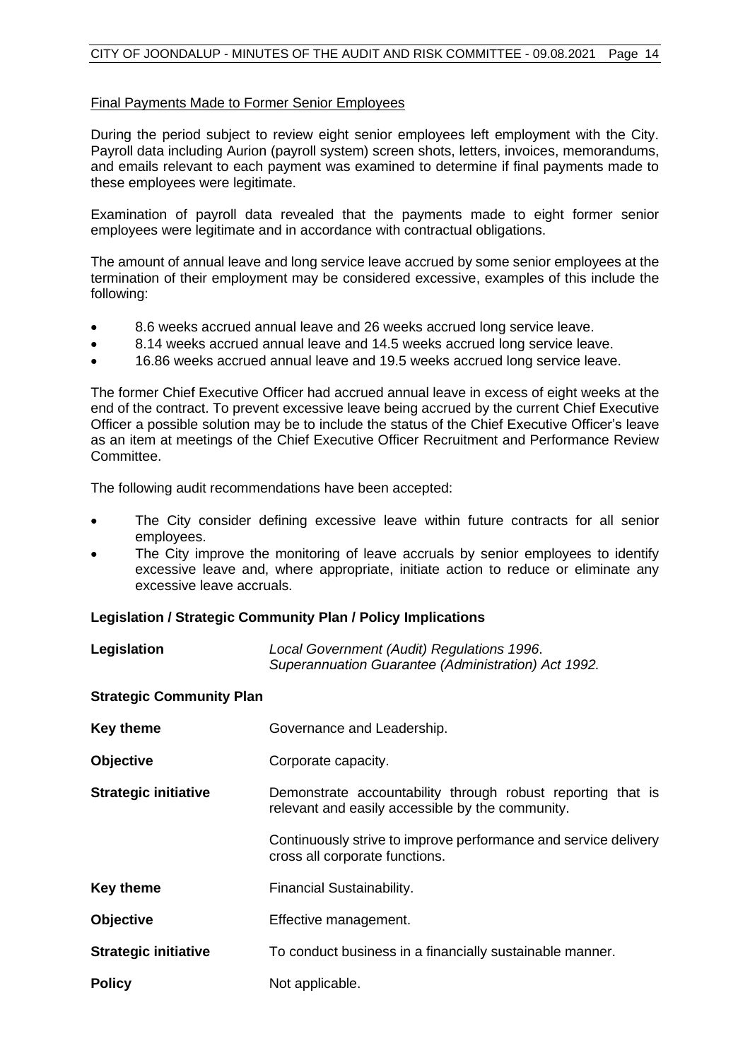Final Payments Made to Former Senior Employees

During the period subject to review eight senior employees left employment with the City. Payroll data including Aurion (payroll system) screen shots, letters, invoices, memorandums, and emails relevant to each payment was examined to determine if final payments made to these employees were legitimate.

Examination of payroll data revealed that the payments made to eight former senior employees were legitimate and in accordance with contractual obligations.

The amount of annual leave and long service leave accrued by some senior employees at the termination of their employment may be considered excessive, examples of this include the following:

- 8.6 weeks accrued annual leave and 26 weeks accrued long service leave.
- 8.14 weeks accrued annual leave and 14.5 weeks accrued long service leave.
- 16.86 weeks accrued annual leave and 19.5 weeks accrued long service leave.

The former Chief Executive Officer had accrued annual leave in excess of eight weeks at the end of the contract. To prevent excessive leave being accrued by the current Chief Executive Officer a possible solution may be to include the status of the Chief Executive Officer's leave as an item at meetings of the Chief Executive Officer Recruitment and Performance Review Committee.

The following audit recommendations have been accepted:

- The City consider defining excessive leave within future contracts for all senior employees.
- The City improve the monitoring of leave accruals by senior employees to identify excessive leave and, where appropriate, initiate action to reduce or eliminate any excessive leave accruals.

**Legislation / Strategic Community Plan / Policy Implications**

**Legislation** *Local Government (Audit) Regulations 1996*.
*Superannuation Guarantee (Administration) Act 1992.*

**Strategic Community Plan**

**Key theme** Governance and Leadership.

**Objective** Corporate capacity.

**Strategic initiative** Demonstrate accountability through robust reporting that is relevant and easily accessible by the community.

Continuously strive to improve performance and service delivery cross all corporate functions.

**Key theme** Financial Sustainability.

**Objective** Effective management.

**Strategic initiative** To conduct business in a financially sustainable manner.

**Policy** Not applicable.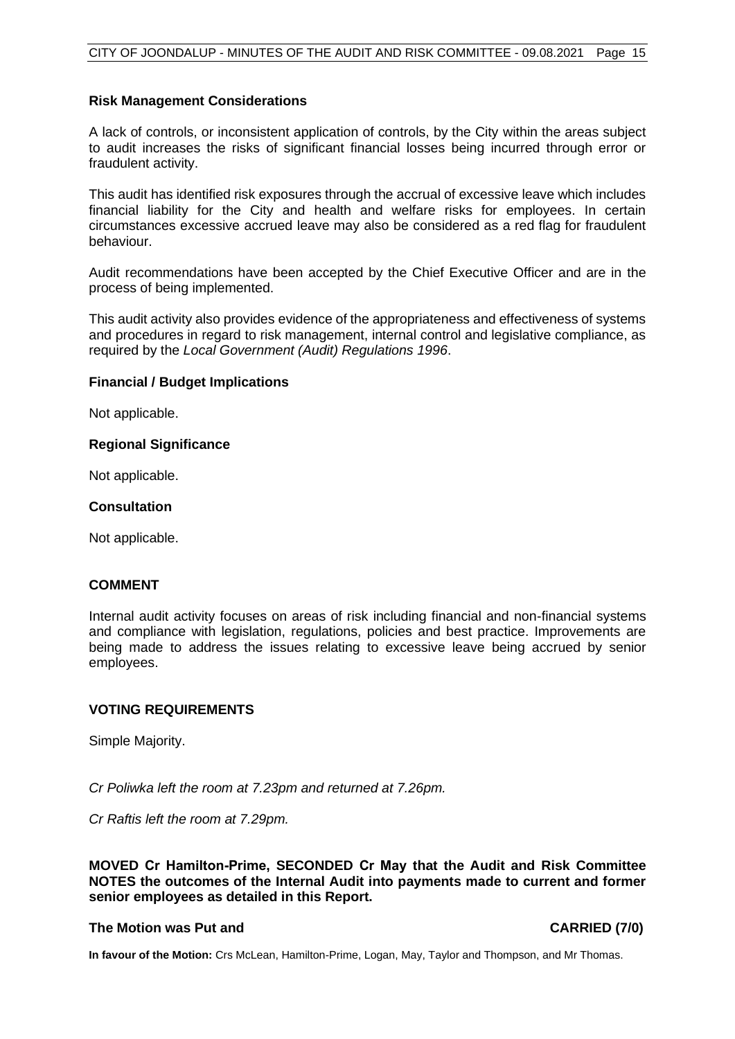**Risk Management Considerations**

A lack of controls, or inconsistent application of controls, by the City within the areas subject to audit increases the risks of significant financial losses being incurred through error or fraudulent activity.

This audit has identified risk exposures through the accrual of excessive leave which includes financial liability for the City and health and welfare risks for employees. In certain circumstances excessive accrued leave may also be considered as a red flag for fraudulent behaviour.

Audit recommendations have been accepted by the Chief Executive Officer and are in the process of being implemented.

This audit activity also provides evidence of the appropriateness and effectiveness of systems and procedures in regard to risk management, internal control and legislative compliance, as required by the *Local Government (Audit) Regulations 1996*.

**Financial / Budget Implications**

Not applicable.

**Regional Significance**

Not applicable.

**Consultation**

Not applicable.

**COMMENT**

Internal audit activity focuses on areas of risk including financial and non-financial systems and compliance with legislation, regulations, policies and best practice. Improvements are being made to address the issues relating to excessive leave being accrued by senior employees.

**VOTING REQUIREMENTS**

Simple Majority.

*Cr Poliwka left the room at 7.23pm and returned at 7.26pm.*

*Cr Raftis left the room at 7.29pm.*

**MOVED Cr Hamilton-Prime, SECONDED Cr May that the Audit and Risk Committee NOTES the outcomes of the Internal Audit into payments made to current and former senior employees as detailed in this Report.**

**The Motion was Put and CARRIED (7/0)**

**In favour of the Motion:** Crs McLean, Hamilton-Prime, Logan, May, Taylor and Thompson, and Mr Thomas.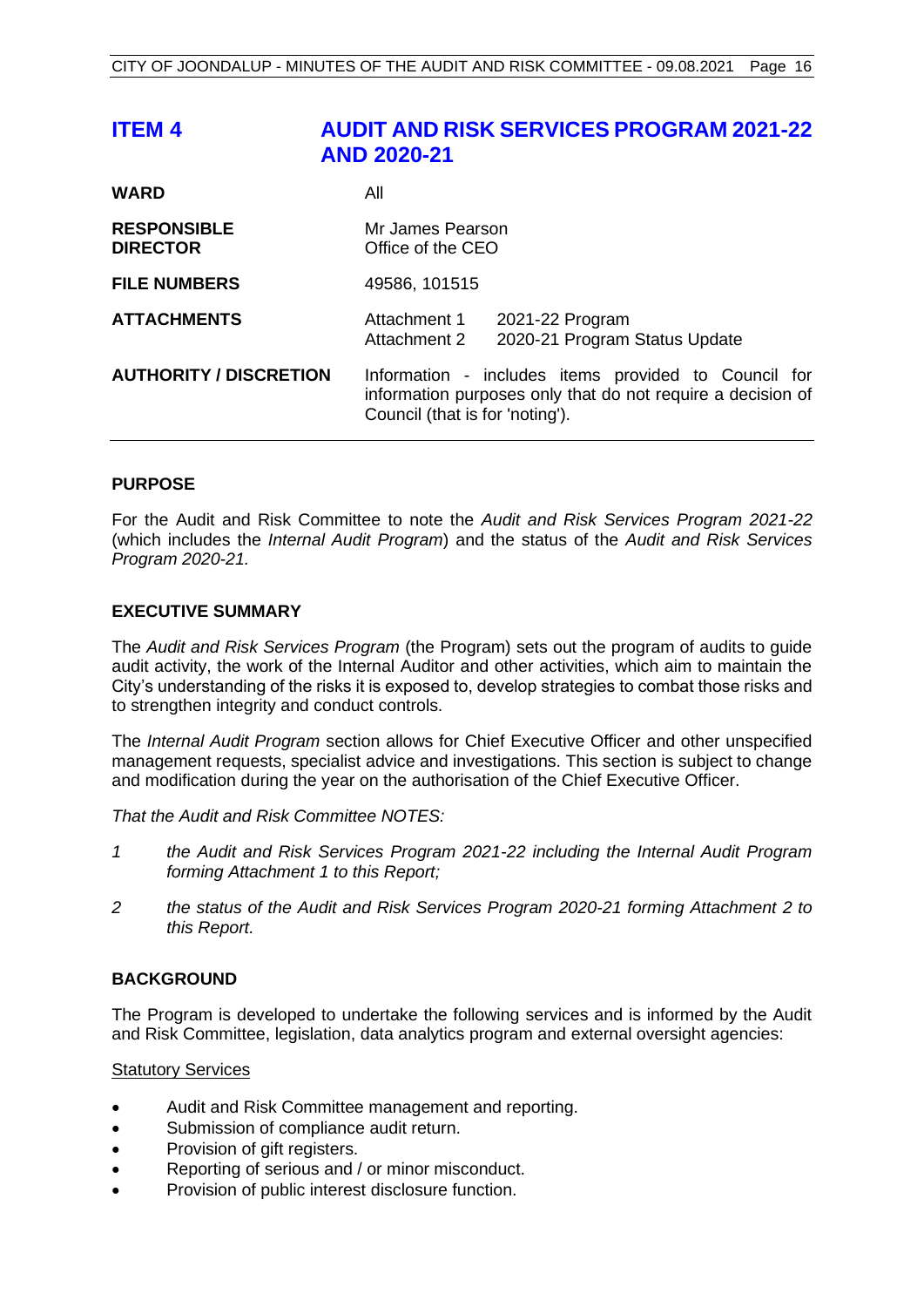## ITEM 4 AUDIT AND RISK SERVICES PROGRAM 2021-22 AND 2020-21

| | |
|---|---|
| **WARD** | All |
| **RESPONSIBLE DIRECTOR** | Mr James Pearson<br>Office of the CEO |
| **FILE NUMBERS** | 49586, 101515 |
| **ATTACHMENTS** | Attachment 1 2021-22 Program<br>Attachment 2 2020-21 Program Status Update |
| **AUTHORITY / DISCRETION** | Information - includes items provided to Council for information purposes only that do not require a decision of Council (that is for 'noting'). |

### PURPOSE

For the Audit and Risk Committee to note the *Audit and Risk Services Program 2021-22* (which includes the *Internal Audit Program*) and the status of the *Audit and Risk Services Program 2020-21.*

### EXECUTIVE SUMMARY

The *Audit and Risk Services Program* (the Program) sets out the program of audits to guide audit activity, the work of the Internal Auditor and other activities, which aim to maintain the City's understanding of the risks it is exposed to, develop strategies to combat those risks and to strengthen integrity and conduct controls.

The *Internal Audit Program* section allows for Chief Executive Officer and other unspecified management requests, specialist advice and investigations. This section is subject to change and modification during the year on the authorisation of the Chief Executive Officer.

*That the Audit and Risk Committee NOTES:*

1. *the Audit and Risk Services Program 2021-22 including the Internal Audit Program forming Attachment 1 to this Report;*
2. *the status of the Audit and Risk Services Program 2020-21 forming Attachment 2 to this Report.*

### BACKGROUND

The Program is developed to undertake the following services and is informed by the Audit and Risk Committee, legislation, data analytics program and external oversight agencies:

<u>Statutory Services</u>

- Audit and Risk Committee management and reporting.
- Submission of compliance audit return.
- Provision of gift registers.
- Reporting of serious and / or minor misconduct.
- Provision of public interest disclosure function.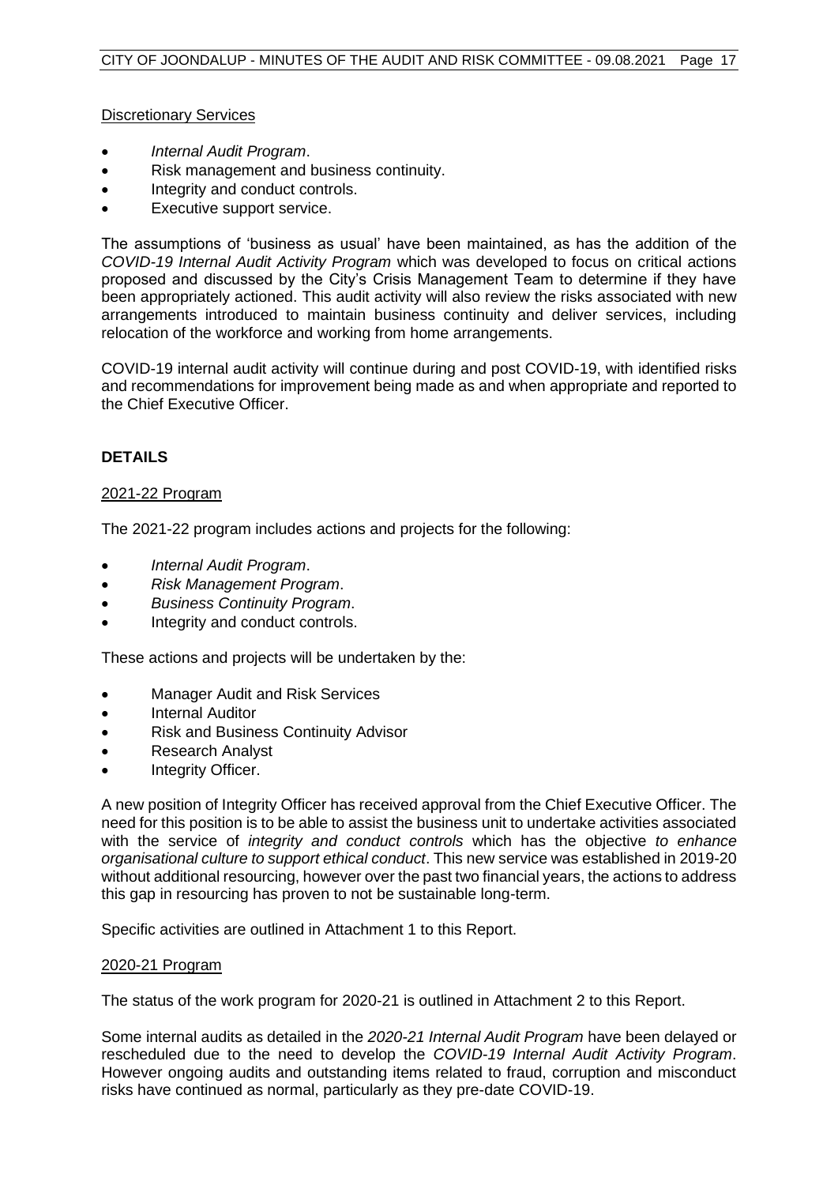Discretionary Services

- *Internal Audit Program*.
- Risk management and business continuity.
- Integrity and conduct controls.
- Executive support service.

The assumptions of 'business as usual' have been maintained, as has the addition of the *COVID-19 Internal Audit Activity Program* which was developed to focus on critical actions proposed and discussed by the City's Crisis Management Team to determine if they have been appropriately actioned. This audit activity will also review the risks associated with new arrangements introduced to maintain business continuity and deliver services, including relocation of the workforce and working from home arrangements.

COVID-19 internal audit activity will continue during and post COVID-19, with identified risks and recommendations for improvement being made as and when appropriate and reported to the Chief Executive Officer.

## DETAILS

2021-22 Program

The 2021-22 program includes actions and projects for the following:

- *Internal Audit Program*.
- *Risk Management Program*.
- *Business Continuity Program*.
- Integrity and conduct controls.

These actions and projects will be undertaken by the:

- Manager Audit and Risk Services
- Internal Auditor
- Risk and Business Continuity Advisor
- Research Analyst
- Integrity Officer.

A new position of Integrity Officer has received approval from the Chief Executive Officer. The need for this position is to be able to assist the business unit to undertake activities associated with the service of *integrity and conduct controls* which has the objective *to enhance organisational culture to support ethical conduct*. This new service was established in 2019-20 without additional resourcing, however over the past two financial years, the actions to address this gap in resourcing has proven to not be sustainable long-term.

Specific activities are outlined in Attachment 1 to this Report.

2020-21 Program

The status of the work program for 2020-21 is outlined in Attachment 2 to this Report.

Some internal audits as detailed in the *2020-21 Internal Audit Program* have been delayed or rescheduled due to the need to develop the *COVID-19 Internal Audit Activity Program*. However ongoing audits and outstanding items related to fraud, corruption and misconduct risks have continued as normal, particularly as they pre-date COVID-19.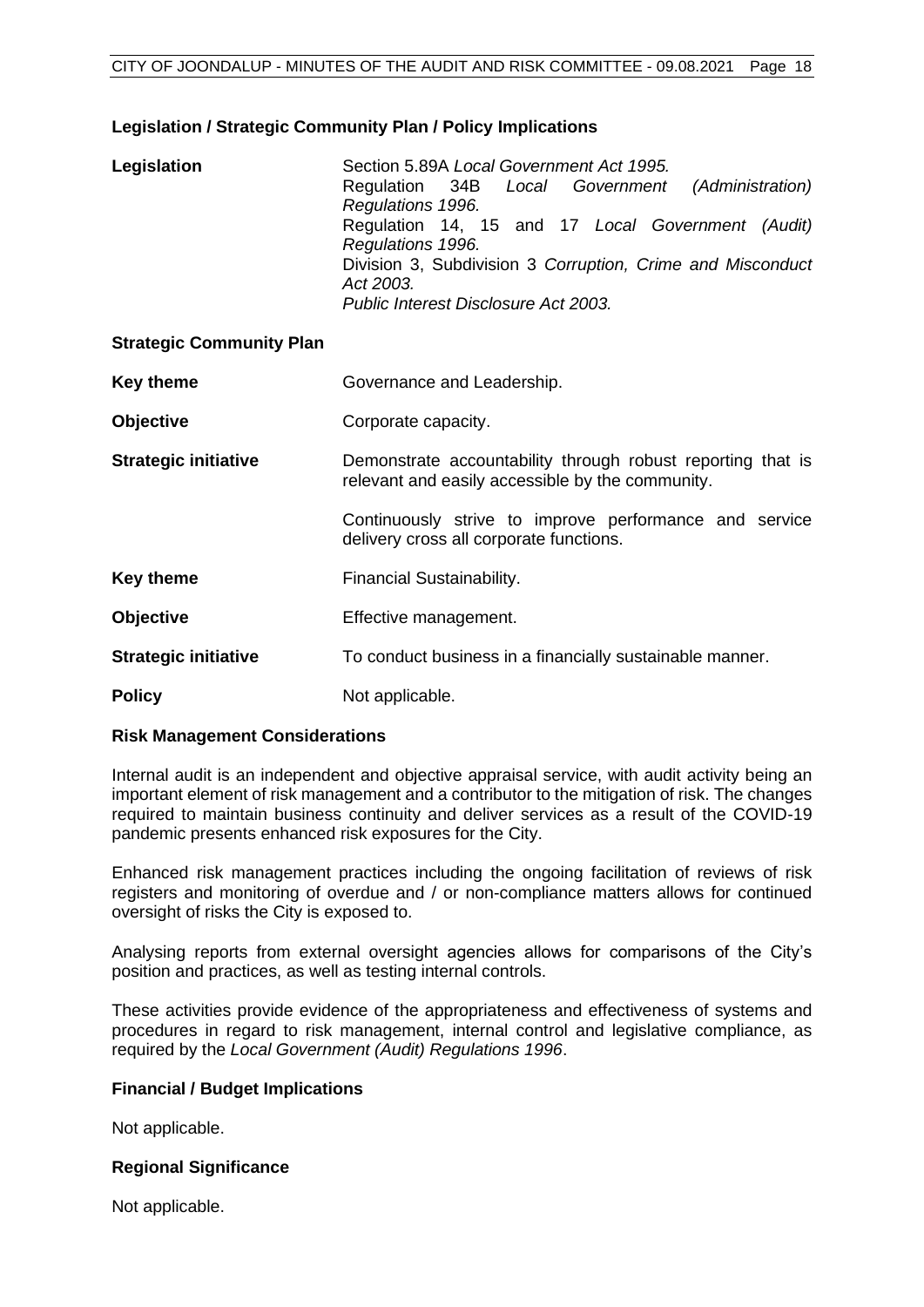## Legislation / Strategic Community Plan / Policy Implications

| | |
|---|---|
| **Legislation** | Section 5.89A *Local Government Act 1995.*<br>Regulation 34B *Local Government (Administration) Regulations 1996.*<br>Regulation 14, 15 and 17 *Local Government (Audit) Regulations 1996.*<br>Division 3, Subdivision 3 *Corruption, Crime and Misconduct Act 2003.*<br>*Public Interest Disclosure Act 2003.* |
| **Strategic Community Plan** | |
| **Key theme** | Governance and Leadership. |
| **Objective** | Corporate capacity. |
| **Strategic initiative** | Demonstrate accountability through robust reporting that is relevant and easily accessible by the community.<br><br>Continuously strive to improve performance and service delivery cross all corporate functions. |
| **Key theme** | Financial Sustainability. |
| **Objective** | Effective management. |
| **Strategic initiative** | To conduct business in a financially sustainable manner. |
| **Policy** | Not applicable. |

## Risk Management Considerations

Internal audit is an independent and objective appraisal service, with audit activity being an important element of risk management and a contributor to the mitigation of risk. The changes required to maintain business continuity and deliver services as a result of the COVID-19 pandemic presents enhanced risk exposures for the City.

Enhanced risk management practices including the ongoing facilitation of reviews of risk registers and monitoring of overdue and / or non-compliance matters allows for continued oversight of risks the City is exposed to.

Analysing reports from external oversight agencies allows for comparisons of the City's position and practices, as well as testing internal controls.

These activities provide evidence of the appropriateness and effectiveness of systems and procedures in regard to risk management, internal control and legislative compliance, as required by the *Local Government (Audit) Regulations 1996*.

## Financial / Budget Implications

Not applicable.

## Regional Significance

Not applicable.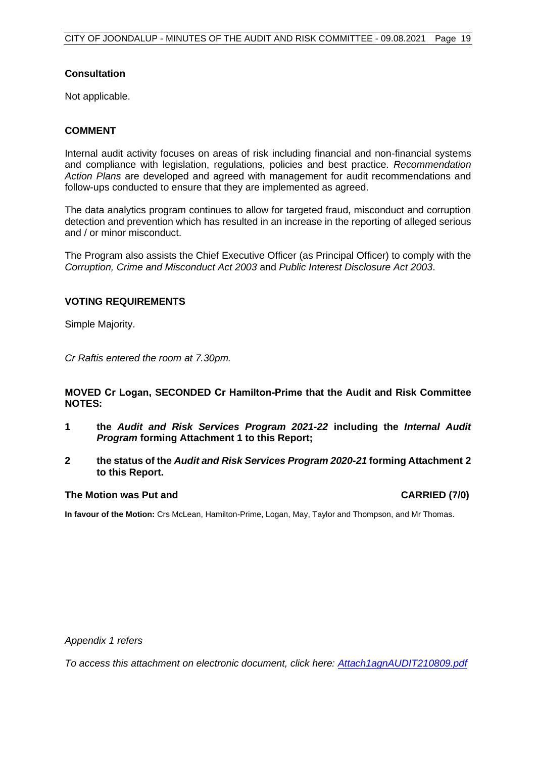### Consultation

Not applicable.

### COMMENT

Internal audit activity focuses on areas of risk including financial and non-financial systems and compliance with legislation, regulations, policies and best practice. *Recommendation Action Plans* are developed and agreed with management for audit recommendations and follow-ups conducted to ensure that they are implemented as agreed.

The data analytics program continues to allow for targeted fraud, misconduct and corruption detection and prevention which has resulted in an increase in the reporting of alleged serious and / or minor misconduct.

The Program also assists the Chief Executive Officer (as Principal Officer) to comply with the *Corruption, Crime and Misconduct Act 2003* and *Public Interest Disclosure Act 2003*.

### VOTING REQUIREMENTS

Simple Majority.

*Cr Raftis entered the room at 7.30pm.*

**MOVED Cr Logan, SECONDED Cr Hamilton-Prime that the Audit and Risk Committee NOTES:**

**1 the *Audit and Risk Services Program 2021-22* including the *Internal Audit Program* forming Attachment 1 to this Report;**

**2 the status of the *Audit and Risk Services Program 2020-21* forming Attachment 2 to this Report.**

**The Motion was Put and CARRIED (7/0)**

**In favour of the Motion:** Crs McLean, Hamilton-Prime, Logan, May, Taylor and Thompson, and Mr Thomas.

*Appendix 1 refers*

*To access this attachment on electronic document, click here: Attach1agnAUDIT210809.pdf*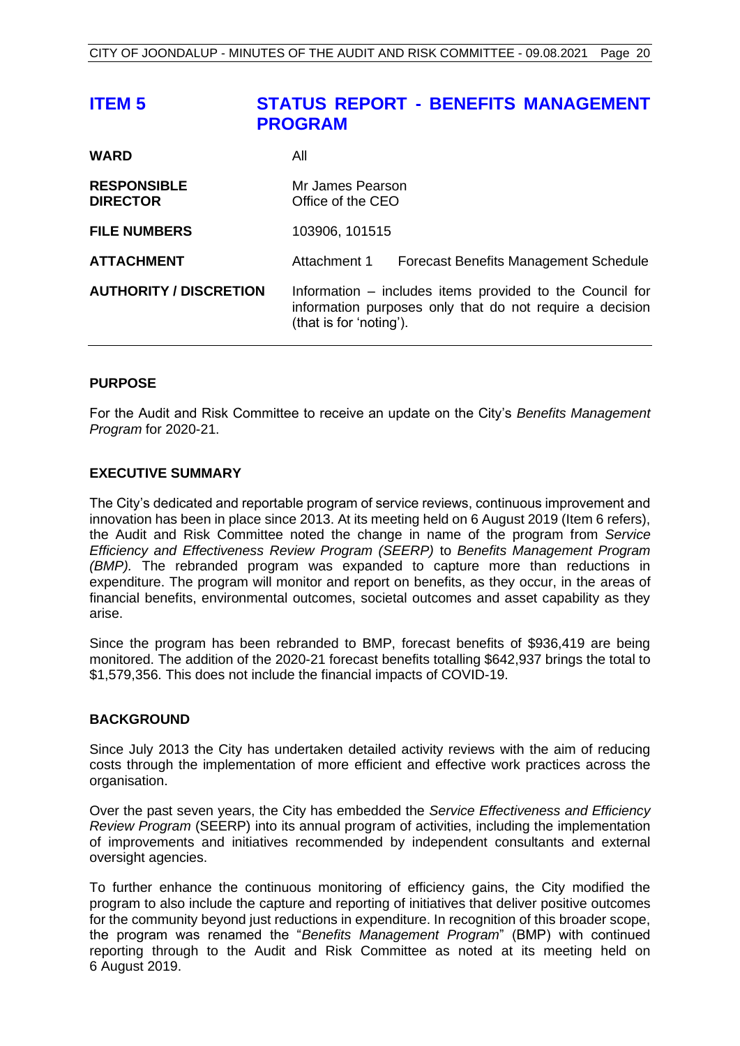# ITEM 5 STATUS REPORT - BENEFITS MANAGEMENT PROGRAM

| | | |
|---|---|---|
| **WARD** | All | |
| **RESPONSIBLE DIRECTOR** | Mr James Pearson<br>Office of the CEO | |
| **FILE NUMBERS** | 103906, 101515 | |
| **ATTACHMENT** | Attachment 1 | Forecast Benefits Management Schedule |
| **AUTHORITY / DISCRETION** | Information – includes items provided to the Council for information purposes only that do not require a decision (that is for 'noting'). | |

## PURPOSE

For the Audit and Risk Committee to receive an update on the City's *Benefits Management Program* for 2020-21.

## EXECUTIVE SUMMARY

The City's dedicated and reportable program of service reviews, continuous improvement and innovation has been in place since 2013. At its meeting held on 6 August 2019 (Item 6 refers), the Audit and Risk Committee noted the change in name of the program from *Service Efficiency and Effectiveness Review Program (SEERP)* to *Benefits Management Program (BMP).* The rebranded program was expanded to capture more than reductions in expenditure. The program will monitor and report on benefits, as they occur, in the areas of financial benefits, environmental outcomes, societal outcomes and asset capability as they arise.

Since the program has been rebranded to BMP, forecast benefits of $936,419 are being monitored. The addition of the 2020-21 forecast benefits totalling $642,937 brings the total to $1,579,356. This does not include the financial impacts of COVID-19.

## BACKGROUND

Since July 2013 the City has undertaken detailed activity reviews with the aim of reducing costs through the implementation of more efficient and effective work practices across the organisation.

Over the past seven years, the City has embedded the *Service Effectiveness and Efficiency Review Program* (SEERP) into its annual program of activities, including the implementation of improvements and initiatives recommended by independent consultants and external oversight agencies.

To further enhance the continuous monitoring of efficiency gains, the City modified the program to also include the capture and reporting of initiatives that deliver positive outcomes for the community beyond just reductions in expenditure. In recognition of this broader scope, the program was renamed the "*Benefits Management Program*" (BMP) with continued reporting through to the Audit and Risk Committee as noted at its meeting held on 6 August 2019.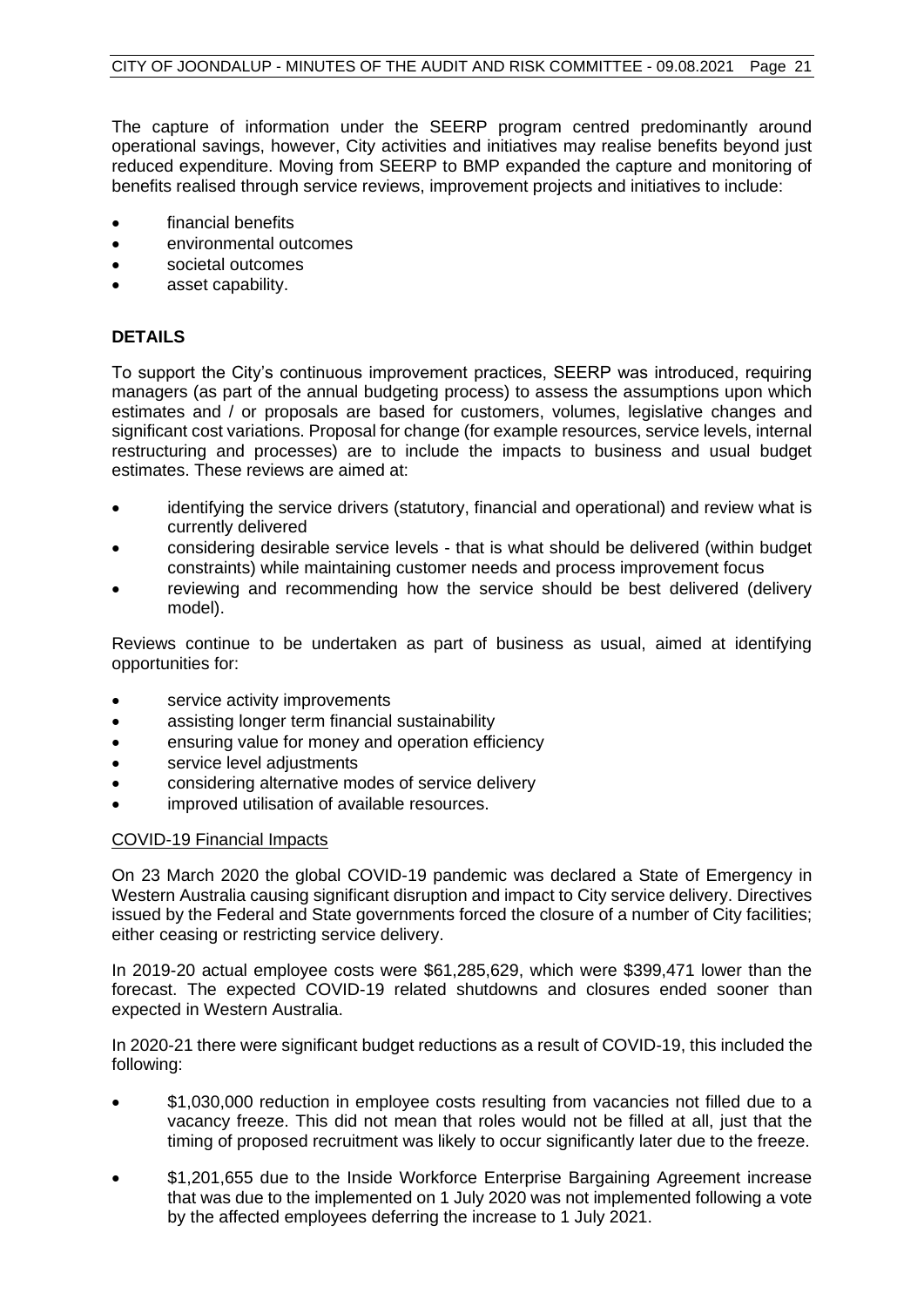The capture of information under the SEERP program centred predominantly around operational savings, however, City activities and initiatives may realise benefits beyond just reduced expenditure. Moving from SEERP to BMP expanded the capture and monitoring of benefits realised through service reviews, improvement projects and initiatives to include:

- financial benefits
- environmental outcomes
- societal outcomes
- asset capability.

## DETAILS

To support the City's continuous improvement practices, SEERP was introduced, requiring managers (as part of the annual budgeting process) to assess the assumptions upon which estimates and / or proposals are based for customers, volumes, legislative changes and significant cost variations. Proposal for change (for example resources, service levels, internal restructuring and processes) are to include the impacts to business and usual budget estimates. These reviews are aimed at:

- identifying the service drivers (statutory, financial and operational) and review what is currently delivered
- considering desirable service levels - that is what should be delivered (within budget constraints) while maintaining customer needs and process improvement focus
- reviewing and recommending how the service should be best delivered (delivery model).

Reviews continue to be undertaken as part of business as usual, aimed at identifying opportunities for:

- service activity improvements
- assisting longer term financial sustainability
- ensuring value for money and operation efficiency
- service level adjustments
- considering alternative modes of service delivery
- improved utilisation of available resources.

<u>COVID-19 Financial Impacts</u>

On 23 March 2020 the global COVID-19 pandemic was declared a State of Emergency in Western Australia causing significant disruption and impact to City service delivery. Directives issued by the Federal and State governments forced the closure of a number of City facilities; either ceasing or restricting service delivery.

In 2019-20 actual employee costs were $61,285,629, which were $399,471 lower than the forecast. The expected COVID-19 related shutdowns and closures ended sooner than expected in Western Australia.

In 2020-21 there were significant budget reductions as a result of COVID-19, this included the following:

- $1,030,000 reduction in employee costs resulting from vacancies not filled due to a vacancy freeze. This did not mean that roles would not be filled at all, just that the timing of proposed recruitment was likely to occur significantly later due to the freeze.
- $1,201,655 due to the Inside Workforce Enterprise Bargaining Agreement increase that was due to the implemented on 1 July 2020 was not implemented following a vote by the affected employees deferring the increase to 1 July 2021.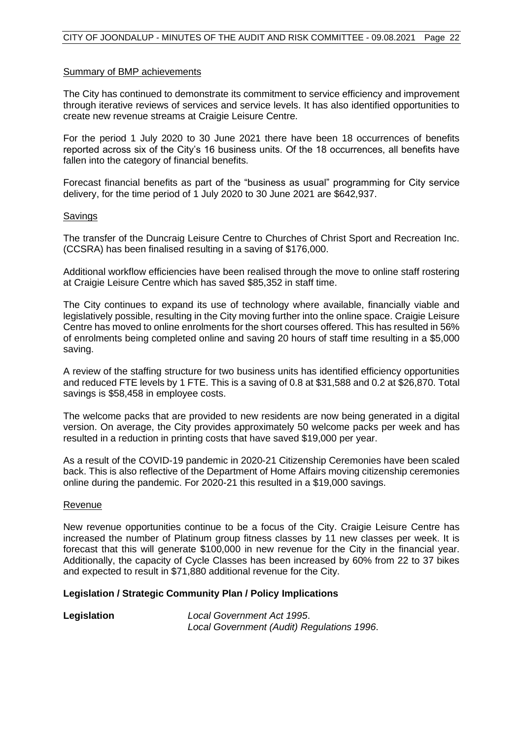Summary of BMP achievements

The City has continued to demonstrate its commitment to service efficiency and improvement through iterative reviews of services and service levels. It has also identified opportunities to create new revenue streams at Craigie Leisure Centre.

For the period 1 July 2020 to 30 June 2021 there have been 18 occurrences of benefits reported across six of the City's 16 business units. Of the 18 occurrences, all benefits have fallen into the category of financial benefits.

Forecast financial benefits as part of the "business as usual" programming for City service delivery, for the time period of 1 July 2020 to 30 June 2021 are $642,937.

Savings

The transfer of the Duncraig Leisure Centre to Churches of Christ Sport and Recreation Inc. (CCSRA) has been finalised resulting in a saving of $176,000.

Additional workflow efficiencies have been realised through the move to online staff rostering at Craigie Leisure Centre which has saved $85,352 in staff time.

The City continues to expand its use of technology where available, financially viable and legislatively possible, resulting in the City moving further into the online space. Craigie Leisure Centre has moved to online enrolments for the short courses offered. This has resulted in 56% of enrolments being completed online and saving 20 hours of staff time resulting in a $5,000 saving.

A review of the staffing structure for two business units has identified efficiency opportunities and reduced FTE levels by 1 FTE. This is a saving of 0.8 at $31,588 and 0.2 at $26,870. Total savings is $58,458 in employee costs.

The welcome packs that are provided to new residents are now being generated in a digital version. On average, the City provides approximately 50 welcome packs per week and has resulted in a reduction in printing costs that have saved $19,000 per year.

As a result of the COVID-19 pandemic in 2020-21 Citizenship Ceremonies have been scaled back. This is also reflective of the Department of Home Affairs moving citizenship ceremonies online during the pandemic. For 2020-21 this resulted in a $19,000 savings.

Revenue

New revenue opportunities continue to be a focus of the City. Craigie Leisure Centre has increased the number of Platinum group fitness classes by 11 new classes per week. It is forecast that this will generate $100,000 in new revenue for the City in the financial year. Additionally, the capacity of Cycle Classes has been increased by 60% from 22 to 37 bikes and expected to result in $71,880 additional revenue for the City.

**Legislation / Strategic Community Plan / Policy Implications**

| | |
|---|---|
| **Legislation** | *Local Government Act 1995*.<br>*Local Government (Audit) Regulations 1996*. |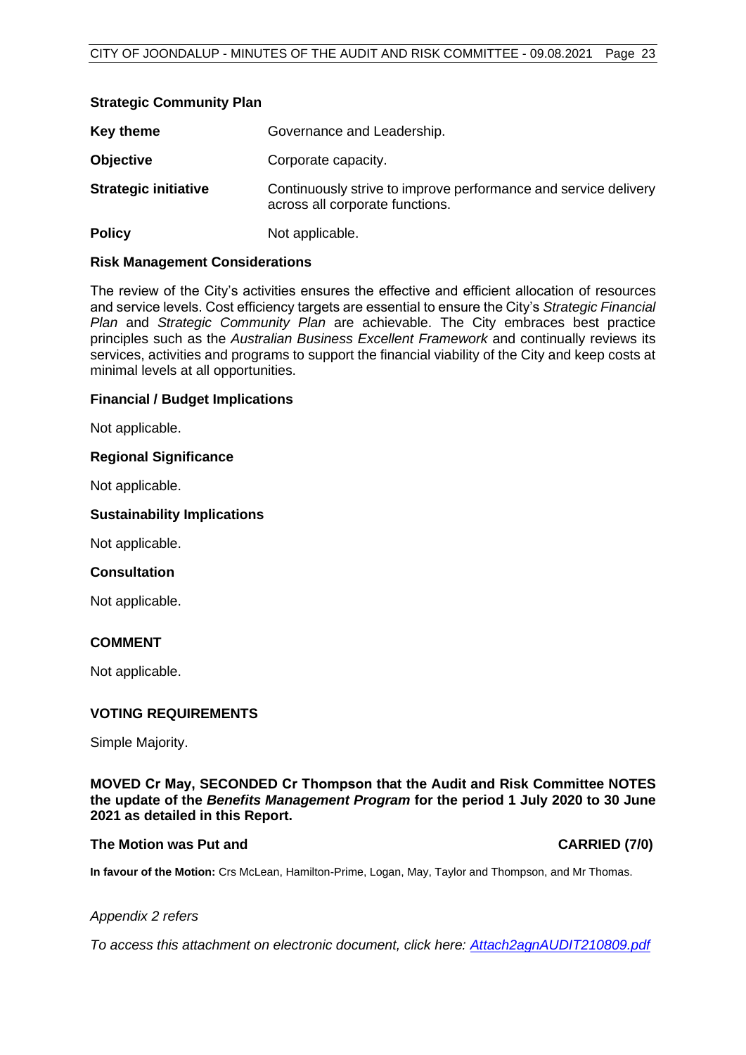**Strategic Community Plan**

**Key theme** Governance and Leadership.

**Objective** Corporate capacity.

**Strategic initiative** Continuously strive to improve performance and service delivery across all corporate functions.

**Policy** Not applicable.

**Risk Management Considerations**

The review of the City's activities ensures the effective and efficient allocation of resources and service levels. Cost efficiency targets are essential to ensure the City's *Strategic Financial Plan* and *Strategic Community Plan* are achievable. The City embraces best practice principles such as the *Australian Business Excellent Framework* and continually reviews its services, activities and programs to support the financial viability of the City and keep costs at minimal levels at all opportunities.

**Financial / Budget Implications**

Not applicable.

**Regional Significance**

Not applicable.

**Sustainability Implications**

Not applicable.

**Consultation**

Not applicable.

**COMMENT**

Not applicable.

**VOTING REQUIREMENTS**

Simple Majority.

**MOVED Cr May, SECONDED Cr Thompson that the Audit and Risk Committee NOTES the update of the *Benefits Management Program* for the period 1 July 2020 to 30 June 2021 as detailed in this Report.**

**The Motion was Put and CARRIED (7/0)**

**In favour of the Motion:** Crs McLean, Hamilton-Prime, Logan, May, Taylor and Thompson, and Mr Thomas.

*Appendix 2 refers*

*To access this attachment on electronic document, click here: Attach2agnAUDIT210809.pdf*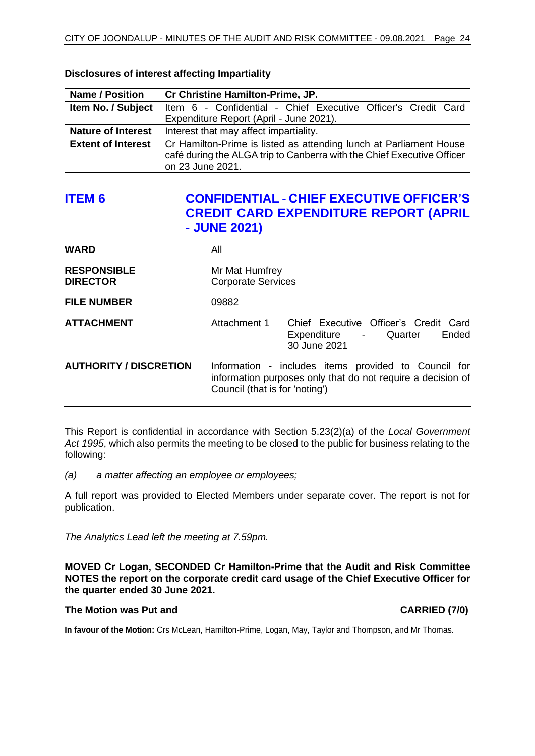**Disclosures of interest affecting Impartiality**

| **Name / Position** | **Cr Christine Hamilton-Prime, JP.** |
|---|---|
| **Item No. / Subject** | Item 6 - Confidential - Chief Executive Officer's Credit Card Expenditure Report (April - June 2021). |
| **Nature of Interest** | Interest that may affect impartiality. |
| **Extent of Interest** | Cr Hamilton-Prime is listed as attending lunch at Parliament House café during the ALGA trip to Canberra with the Chief Executive Officer on 23 June 2021. |

## ITEM 6 CONFIDENTIAL - CHIEF EXECUTIVE OFFICER'S CREDIT CARD EXPENDITURE REPORT (APRIL - JUNE 2021)

| | | |
|---|---|---|
| **WARD** | All | |
| **RESPONSIBLE DIRECTOR** | Mr Mat Humfrey<br>Corporate Services | |
| **FILE NUMBER** | 09882 | |
| **ATTACHMENT** | Attachment 1 | Chief Executive Officer's Credit Card Expenditure - Quarter Ended 30 June 2021 |
| **AUTHORITY / DISCRETION** | Information - includes items provided to Council for information purposes only that do not require a decision of Council (that is for 'noting') | |

This Report is confidential in accordance with Section 5.23(2)(a) of the *Local Government Act 1995*, which also permits the meeting to be closed to the public for business relating to the following:

*(a) a matter affecting an employee or employees;*

A full report was provided to Elected Members under separate cover. The report is not for publication.

*The Analytics Lead left the meeting at 7.59pm.*

**MOVED Cr Logan, SECONDED Cr Hamilton-Prime that the Audit and Risk Committee NOTES the report on the corporate credit card usage of the Chief Executive Officer for the quarter ended 30 June 2021.**

**The Motion was Put and CARRIED (7/0)**

**In favour of the Motion:** Crs McLean, Hamilton-Prime, Logan, May, Taylor and Thompson, and Mr Thomas.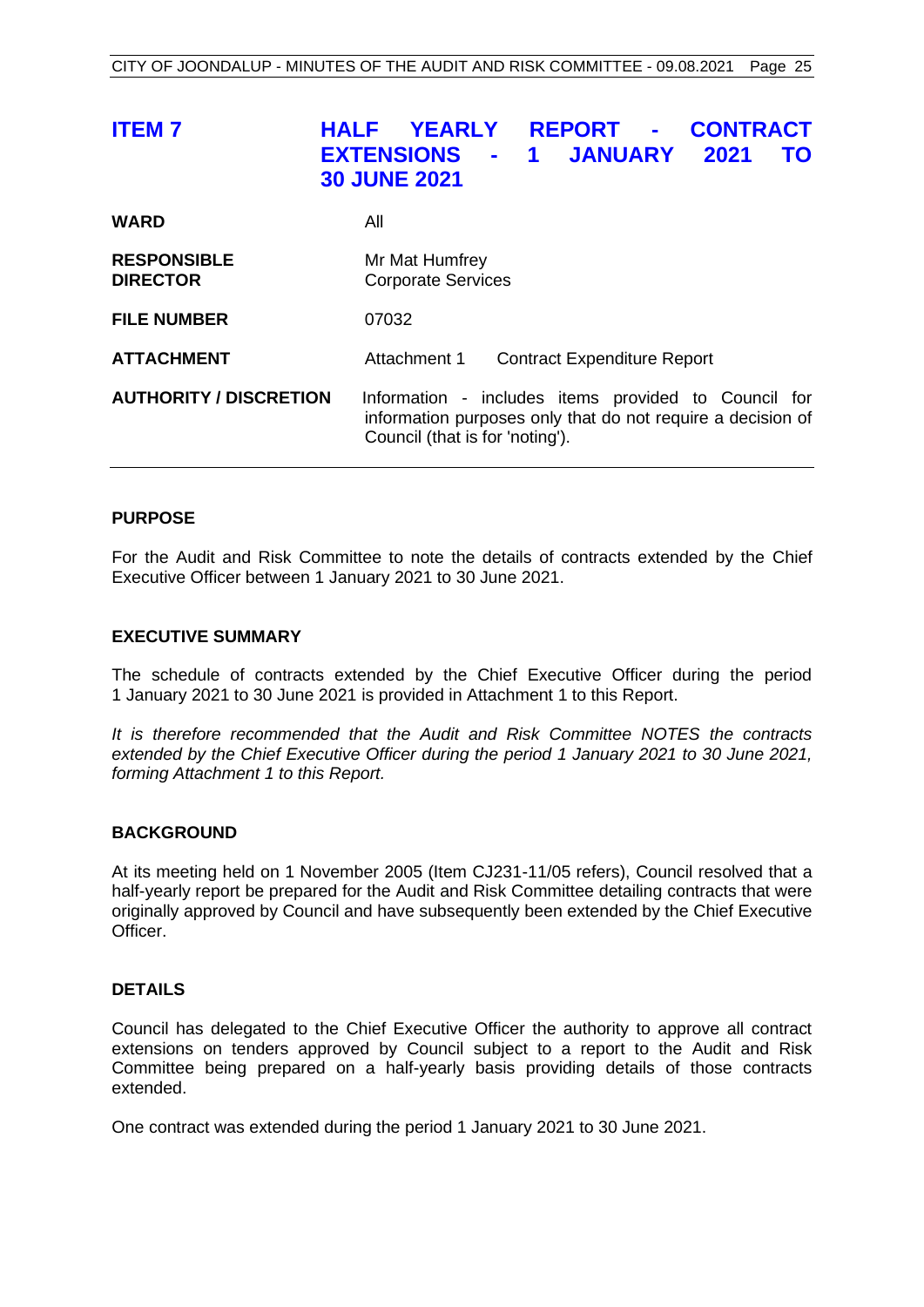## ITEM 7 HALF YEARLY REPORT - CONTRACT EXTENSIONS - 1 JANUARY 2021 TO 30 JUNE 2021

| | |
|---|---|
| **WARD** | All |
| **RESPONSIBLE DIRECTOR** | Mr Mat Humfrey<br>Corporate Services |
| **FILE NUMBER** | 07032 |
| **ATTACHMENT** | Attachment 1 Contract Expenditure Report |
| **AUTHORITY / DISCRETION** | Information - includes items provided to Council for information purposes only that do not require a decision of Council (that is for 'noting'). |

### PURPOSE

For the Audit and Risk Committee to note the details of contracts extended by the Chief Executive Officer between 1 January 2021 to 30 June 2021.

### EXECUTIVE SUMMARY

The schedule of contracts extended by the Chief Executive Officer during the period 1 January 2021 to 30 June 2021 is provided in Attachment 1 to this Report.

*It is therefore recommended that the Audit and Risk Committee NOTES the contracts extended by the Chief Executive Officer during the period 1 January 2021 to 30 June 2021, forming Attachment 1 to this Report.*

### BACKGROUND

At its meeting held on 1 November 2005 (Item CJ231-11/05 refers), Council resolved that a half-yearly report be prepared for the Audit and Risk Committee detailing contracts that were originally approved by Council and have subsequently been extended by the Chief Executive Officer.

### DETAILS

Council has delegated to the Chief Executive Officer the authority to approve all contract extensions on tenders approved by Council subject to a report to the Audit and Risk Committee being prepared on a half-yearly basis providing details of those contracts extended.

One contract was extended during the period 1 January 2021 to 30 June 2021.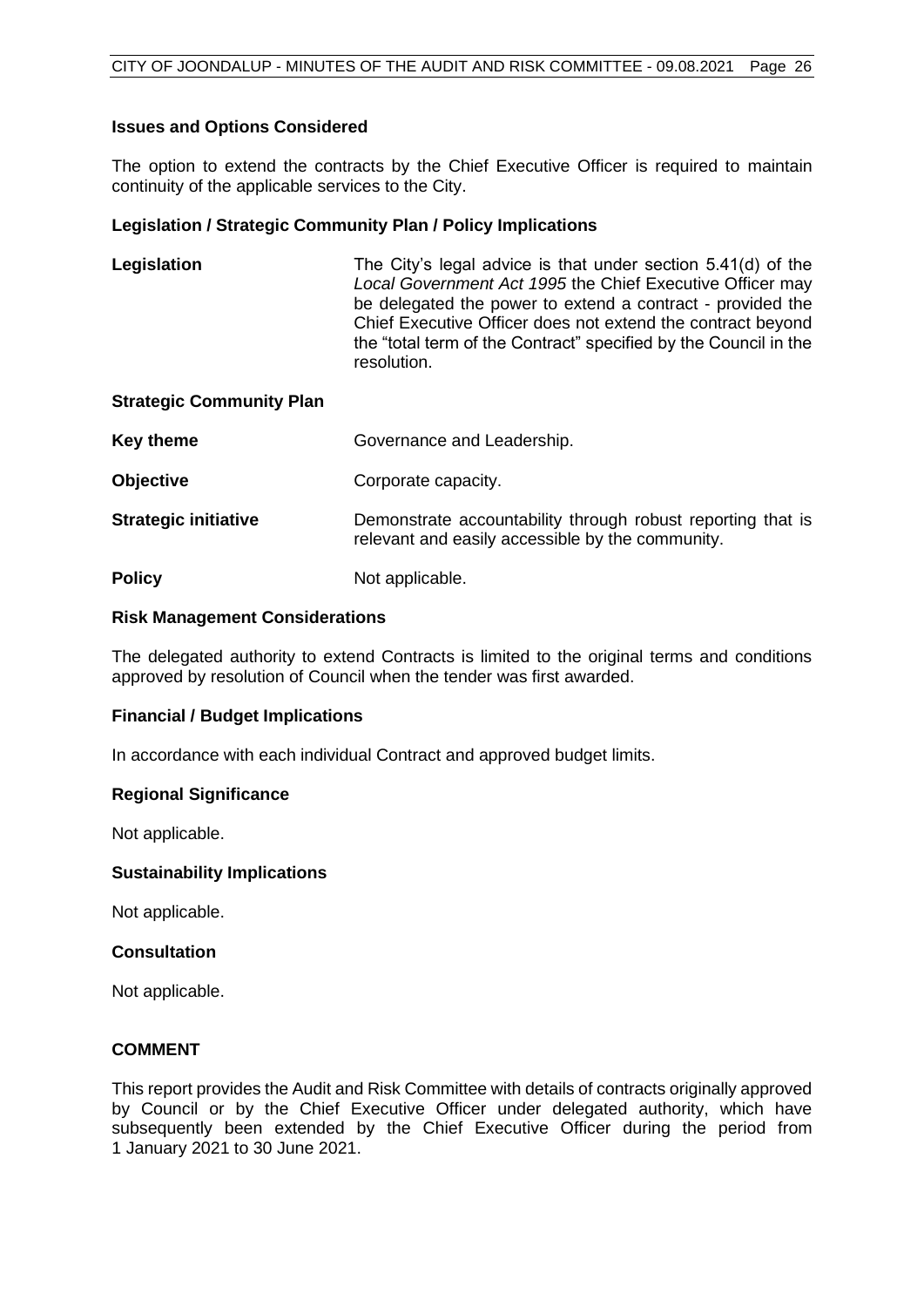### Issues and Options Considered

The option to extend the contracts by the Chief Executive Officer is required to maintain continuity of the applicable services to the City.

### Legislation / Strategic Community Plan / Policy Implications

**Legislation** The City's legal advice is that under section 5.41(d) of the *Local Government Act 1995* the Chief Executive Officer may be delegated the power to extend a contract - provided the Chief Executive Officer does not extend the contract beyond the "total term of the Contract" specified by the Council in the resolution.

**Strategic Community Plan**

**Key theme** Governance and Leadership.

**Objective** Corporate capacity.

**Strategic initiative** Demonstrate accountability through robust reporting that is relevant and easily accessible by the community.

**Policy** Not applicable.

### Risk Management Considerations

The delegated authority to extend Contracts is limited to the original terms and conditions approved by resolution of Council when the tender was first awarded.

### Financial / Budget Implications

In accordance with each individual Contract and approved budget limits.

### Regional Significance

Not applicable.

### Sustainability Implications

Not applicable.

### Consultation

Not applicable.

## COMMENT

This report provides the Audit and Risk Committee with details of contracts originally approved by Council or by the Chief Executive Officer under delegated authority, which have subsequently been extended by the Chief Executive Officer during the period from 1 January 2021 to 30 June 2021.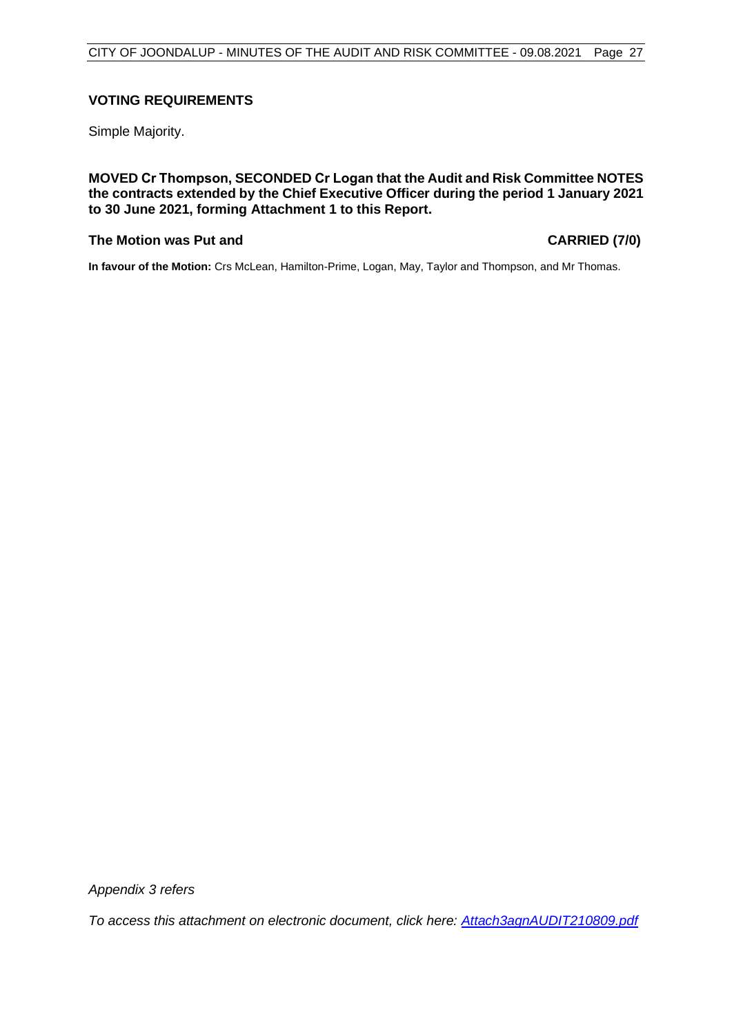### VOTING REQUIREMENTS

Simple Majority.

**MOVED Cr Thompson, SECONDED Cr Logan that the Audit and Risk Committee NOTES the contracts extended by the Chief Executive Officer during the period 1 January 2021 to 30 June 2021, forming Attachment 1 to this Report.**

**The Motion was Put and CARRIED (7/0)**

**In favour of the Motion:** Crs McLean, Hamilton-Prime, Logan, May, Taylor and Thompson, and Mr Thomas.

*Appendix 3 refers*

*To access this attachment on electronic document, click here: Attach3agnAUDIT210809.pdf*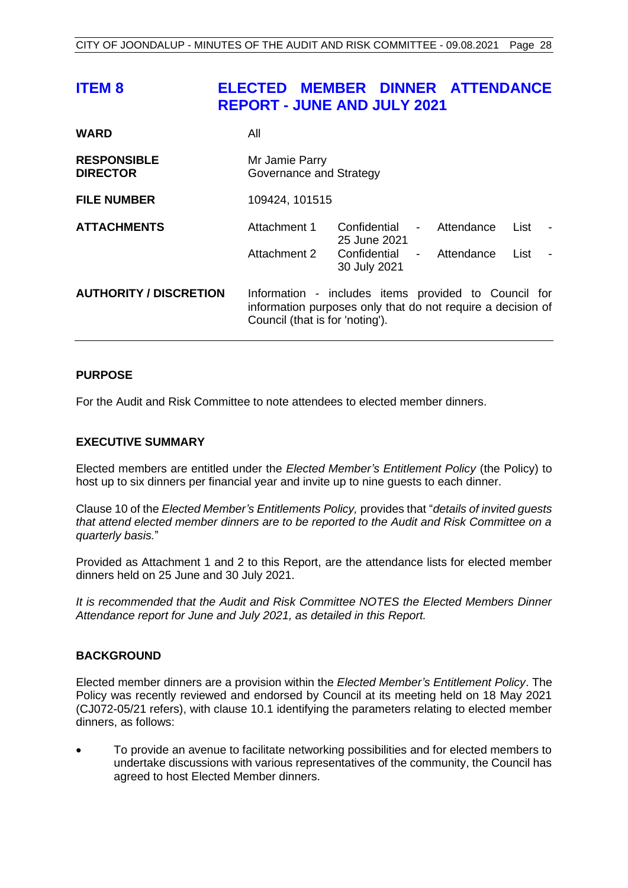## ITEM 8 ELECTED MEMBER DINNER ATTENDANCE REPORT - JUNE AND JULY 2021

| | | |
|---|---|---|
| **WARD** | All | |
| **RESPONSIBLE DIRECTOR** | Mr Jamie Parry<br>Governance and Strategy | |
| **FILE NUMBER** | 109424, 101515 | |
| **ATTACHMENTS** | Attachment 1 | Confidential - Attendance List - 25 June 2021 |
| | Attachment 2 | Confidential - Attendance List - 30 July 2021 |
| **AUTHORITY / DISCRETION** | Information - includes items provided to Council for information purposes only that do not require a decision of Council (that is for 'noting'). | |

### PURPOSE

For the Audit and Risk Committee to note attendees to elected member dinners.

### EXECUTIVE SUMMARY

Elected members are entitled under the *Elected Member's Entitlement Policy* (the Policy) to host up to six dinners per financial year and invite up to nine guests to each dinner.

Clause 10 of the *Elected Member's Entitlements Policy,* provides that "*details of invited guests that attend elected member dinners are to be reported to the Audit and Risk Committee on a quarterly basis.*"

Provided as Attachment 1 and 2 to this Report, are the attendance lists for elected member dinners held on 25 June and 30 July 2021.

*It is recommended that the Audit and Risk Committee NOTES the Elected Members Dinner Attendance report for June and July 2021, as detailed in this Report.*

### BACKGROUND

Elected member dinners are a provision within the *Elected Member's Entitlement Policy*. The Policy was recently reviewed and endorsed by Council at its meeting held on 18 May 2021 (CJ072-05/21 refers), with clause 10.1 identifying the parameters relating to elected member dinners, as follows:

- To provide an avenue to facilitate networking possibilities and for elected members to undertake discussions with various representatives of the community, the Council has agreed to host Elected Member dinners.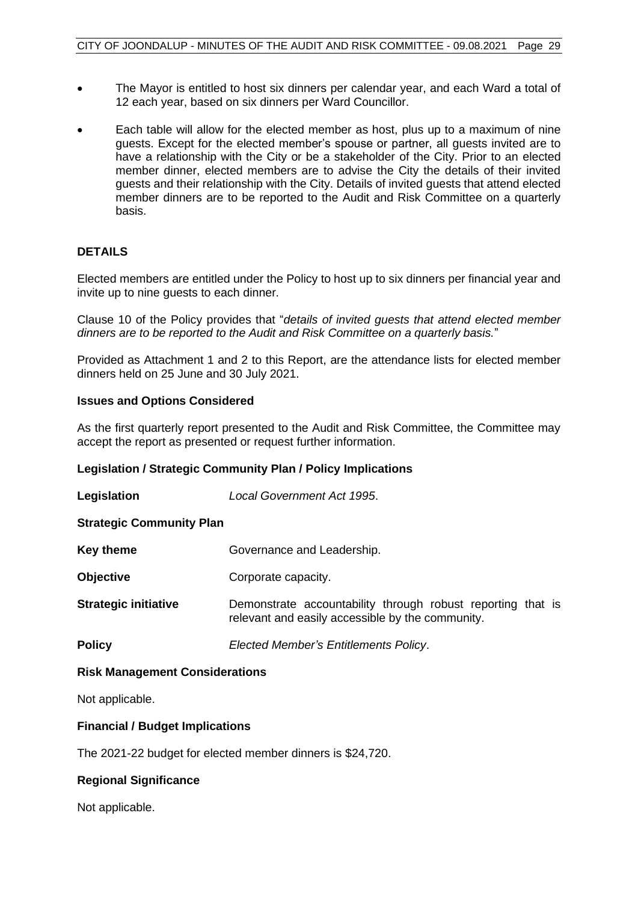- The Mayor is entitled to host six dinners per calendar year, and each Ward a total of 12 each year, based on six dinners per Ward Councillor.
- Each table will allow for the elected member as host, plus up to a maximum of nine guests. Except for the elected member's spouse or partner, all guests invited are to have a relationship with the City or be a stakeholder of the City. Prior to an elected member dinner, elected members are to advise the City the details of their invited guests and their relationship with the City. Details of invited guests that attend elected member dinners are to be reported to the Audit and Risk Committee on a quarterly basis.

**DETAILS**

Elected members are entitled under the Policy to host up to six dinners per financial year and invite up to nine guests to each dinner.

Clause 10 of the Policy provides that "*details of invited guests that attend elected member dinners are to be reported to the Audit and Risk Committee on a quarterly basis.*"

Provided as Attachment 1 and 2 to this Report, are the attendance lists for elected member dinners held on 25 June and 30 July 2021.

**Issues and Options Considered**

As the first quarterly report presented to the Audit and Risk Committee, the Committee may accept the report as presented or request further information.

**Legislation / Strategic Community Plan / Policy Implications**

**Legislation** *Local Government Act 1995*.

**Strategic Community Plan**

**Key theme** Governance and Leadership.

**Objective** Corporate capacity.

**Strategic initiative** Demonstrate accountability through robust reporting that is relevant and easily accessible by the community.

**Policy** *Elected Member's Entitlements Policy*.

**Risk Management Considerations**

Not applicable.

**Financial / Budget Implications**

The 2021-22 budget for elected member dinners is $24,720.

**Regional Significance**

Not applicable.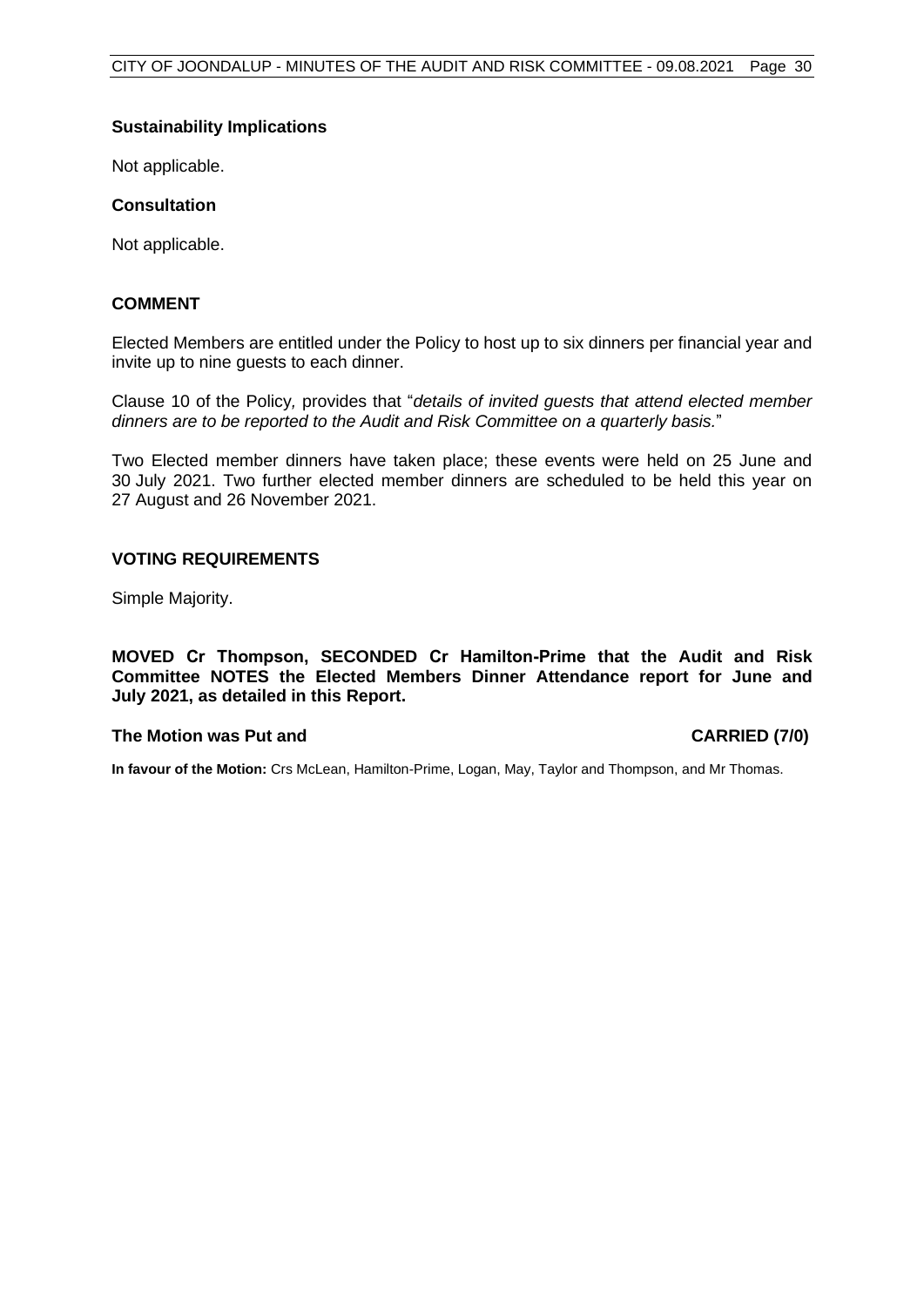**Sustainability Implications**

Not applicable.

**Consultation**

Not applicable.

## COMMENT

Elected Members are entitled under the Policy to host up to six dinners per financial year and invite up to nine guests to each dinner.

Clause 10 of the Policy*,* provides that "*details of invited guests that attend elected member dinners are to be reported to the Audit and Risk Committee on a quarterly basis.*"

Two Elected member dinners have taken place; these events were held on 25 June and 30 July 2021. Two further elected member dinners are scheduled to be held this year on 27 August and 26 November 2021.

## VOTING REQUIREMENTS

Simple Majority.

**MOVED Cr Thompson, SECONDED Cr Hamilton-Prime that the Audit and Risk Committee NOTES the Elected Members Dinner Attendance report for June and July 2021, as detailed in this Report.**

**The Motion was Put and CARRIED (7/0)**

**In favour of the Motion:** Crs McLean, Hamilton-Prime, Logan, May, Taylor and Thompson, and Mr Thomas.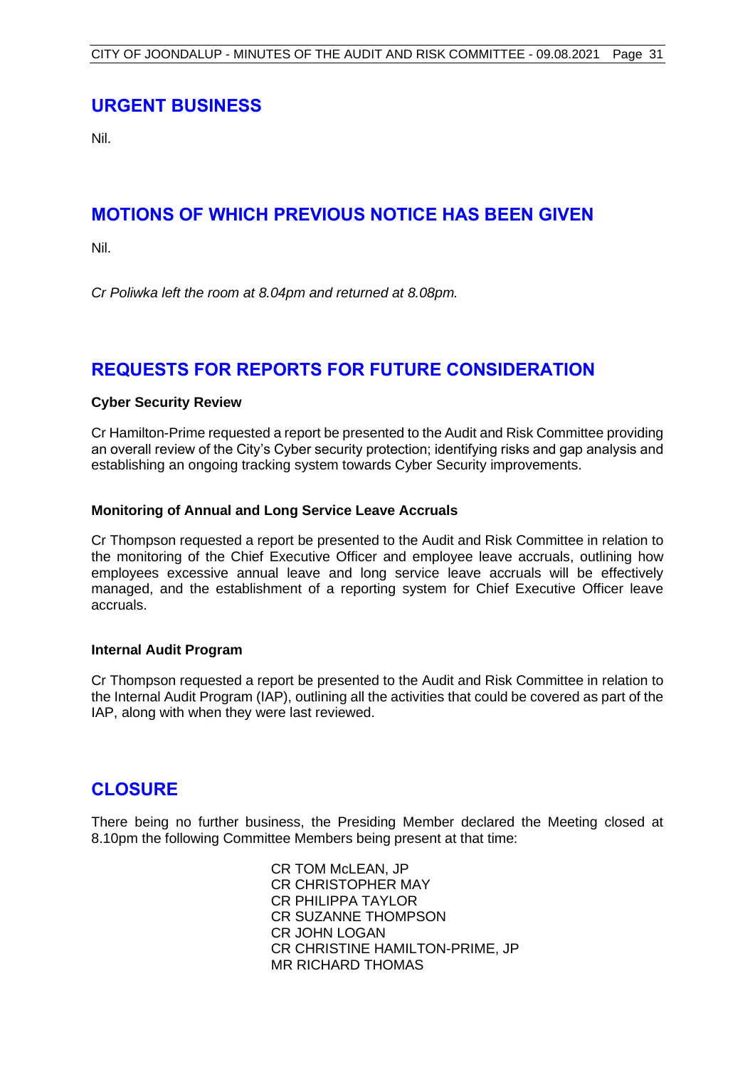## URGENT BUSINESS

Nil.

## MOTIONS OF WHICH PREVIOUS NOTICE HAS BEEN GIVEN

Nil.

*Cr Poliwka left the room at 8.04pm and returned at 8.08pm.*

## REQUESTS FOR REPORTS FOR FUTURE CONSIDERATION

**Cyber Security Review**

Cr Hamilton-Prime requested a report be presented to the Audit and Risk Committee providing an overall review of the City's Cyber security protection; identifying risks and gap analysis and establishing an ongoing tracking system towards Cyber Security improvements.

**Monitoring of Annual and Long Service Leave Accruals**

Cr Thompson requested a report be presented to the Audit and Risk Committee in relation to the monitoring of the Chief Executive Officer and employee leave accruals, outlining how employees excessive annual leave and long service leave accruals will be effectively managed, and the establishment of a reporting system for Chief Executive Officer leave accruals.

**Internal Audit Program**

Cr Thompson requested a report be presented to the Audit and Risk Committee in relation to the Internal Audit Program (IAP), outlining all the activities that could be covered as part of the IAP, along with when they were last reviewed.

## CLOSURE

There being no further business, the Presiding Member declared the Meeting closed at 8.10pm the following Committee Members being present at that time:

CR TOM McLEAN, JP
CR CHRISTOPHER MAY
CR PHILIPPA TAYLOR
CR SUZANNE THOMPSON
CR JOHN LOGAN
CR CHRISTINE HAMILTON-PRIME, JP
MR RICHARD THOMAS